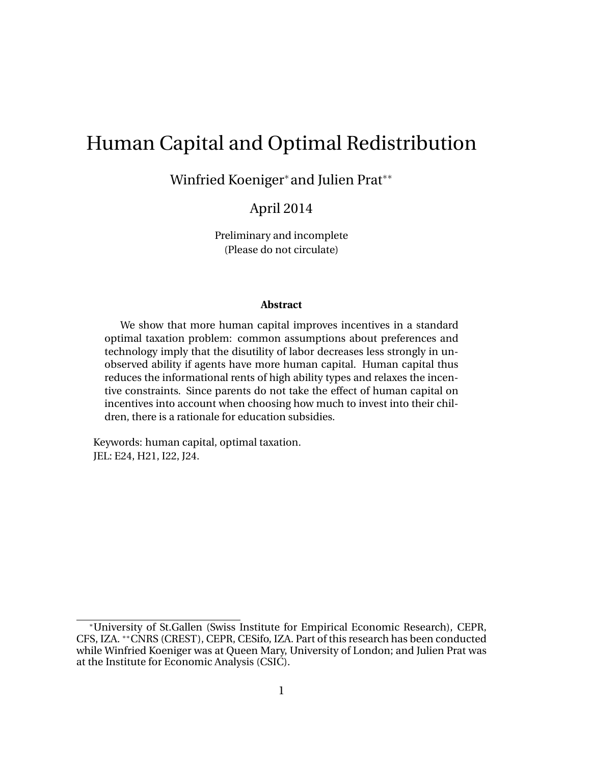# Human Capital and Optimal Redistribution

Winfried Koeniger* and Julien Prat**

April 2014

Preliminary and incomplete
(Please do not circulate)

**Abstract**

We show that more human capital improves incentives in a standard optimal taxation problem: common assumptions about preferences and technology imply that the disutility of labor decreases less strongly in unobserved ability if agents have more human capital. Human capital thus reduces the informational rents of high ability types and relaxes the incentive constraints. Since parents do not take the effect of human capital on incentives into account when choosing how much to invest into their children, there is a rationale for education subsidies.

Keywords: human capital, optimal taxation.
JEL: E24, H21, I22, J24.

---

*University of St.Gallen (Swiss Institute for Empirical Economic Research), CEPR, CFS, IZA. **CNRS (CREST), CEPR, CESifo, IZA. Part of this research has been conducted while Winfried Koeniger was at Queen Mary, University of London; and Julien Prat was at the Institute for Economic Analysis (CSIC).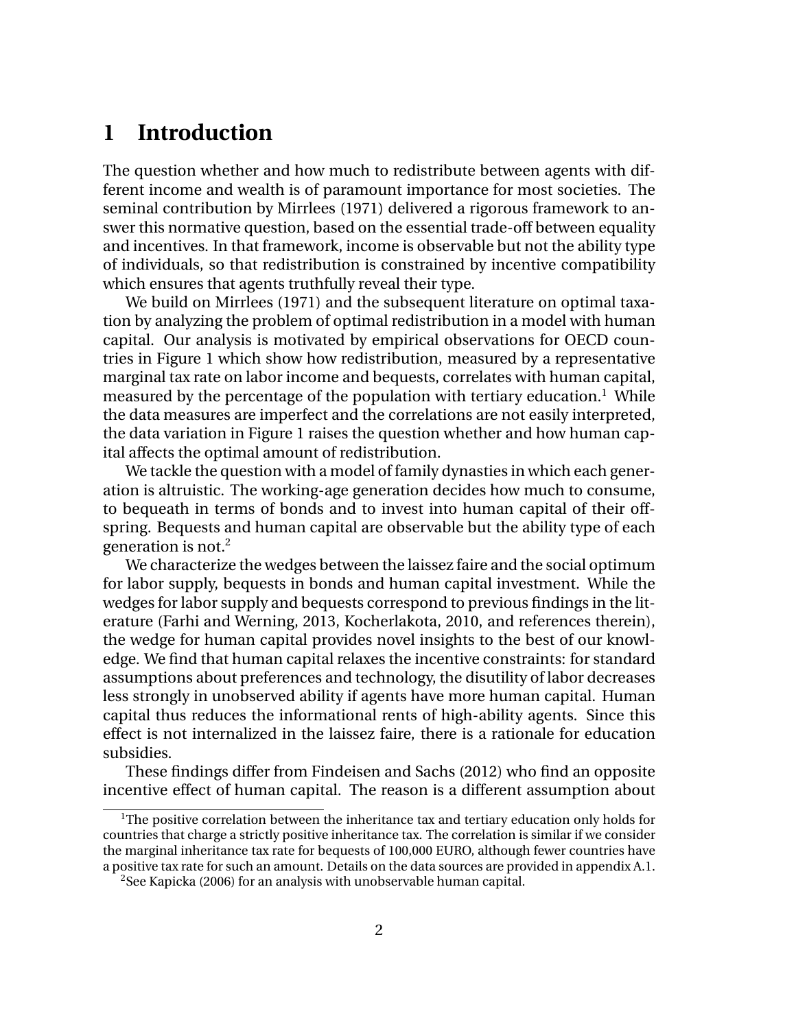# 1 Introduction

The question whether and how much to redistribute between agents with different income and wealth is of paramount importance for most societies. The seminal contribution by Mirrlees (1971) delivered a rigorous framework to answer this normative question, based on the essential trade-off between equality and incentives. In that framework, income is observable but not the ability type of individuals, so that redistribution is constrained by incentive compatibility which ensures that agents truthfully reveal their type.

We build on Mirrlees (1971) and the subsequent literature on optimal taxation by analyzing the problem of optimal redistribution in a model with human capital. Our analysis is motivated by empirical observations for OECD countries in Figure 1 which show how redistribution, measured by a representative marginal tax rate on labor income and bequests, correlates with human capital, measured by the percentage of the population with tertiary education.[1] While the data measures are imperfect and the correlations are not easily interpreted, the data variation in Figure 1 raises the question whether and how human capital affects the optimal amount of redistribution.

We tackle the question with a model of family dynasties in which each generation is altruistic. The working-age generation decides how much to consume, to bequeath in terms of bonds and to invest into human capital of their offspring. Bequests and human capital are observable but the ability type of each generation is not.[2]

We characterize the wedges between the laissez faire and the social optimum for labor supply, bequests in bonds and human capital investment. While the wedges for labor supply and bequests correspond to previous findings in the literature (Farhi and Werning, 2013, Kocherlakota, 2010, and references therein), the wedge for human capital provides novel insights to the best of our knowledge. We find that human capital relaxes the incentive constraints: for standard assumptions about preferences and technology, the disutility of labor decreases less strongly in unobserved ability if agents have more human capital. Human capital thus reduces the informational rents of high-ability agents. Since this effect is not internalized in the laissez faire, there is a rationale for education subsidies.

These findings differ from Findeisen and Sachs (2012) who find an opposite incentive effect of human capital. The reason is a different assumption about

[1] The positive correlation between the inheritance tax and tertiary education only holds for countries that charge a strictly positive inheritance tax. The correlation is similar if we consider the marginal inheritance tax rate for bequests of 100,000 EURO, although fewer countries have a positive tax rate for such an amount. Details on the data sources are provided in appendix A.1.

[2] See Kapicka (2006) for an analysis with unobservable human capital.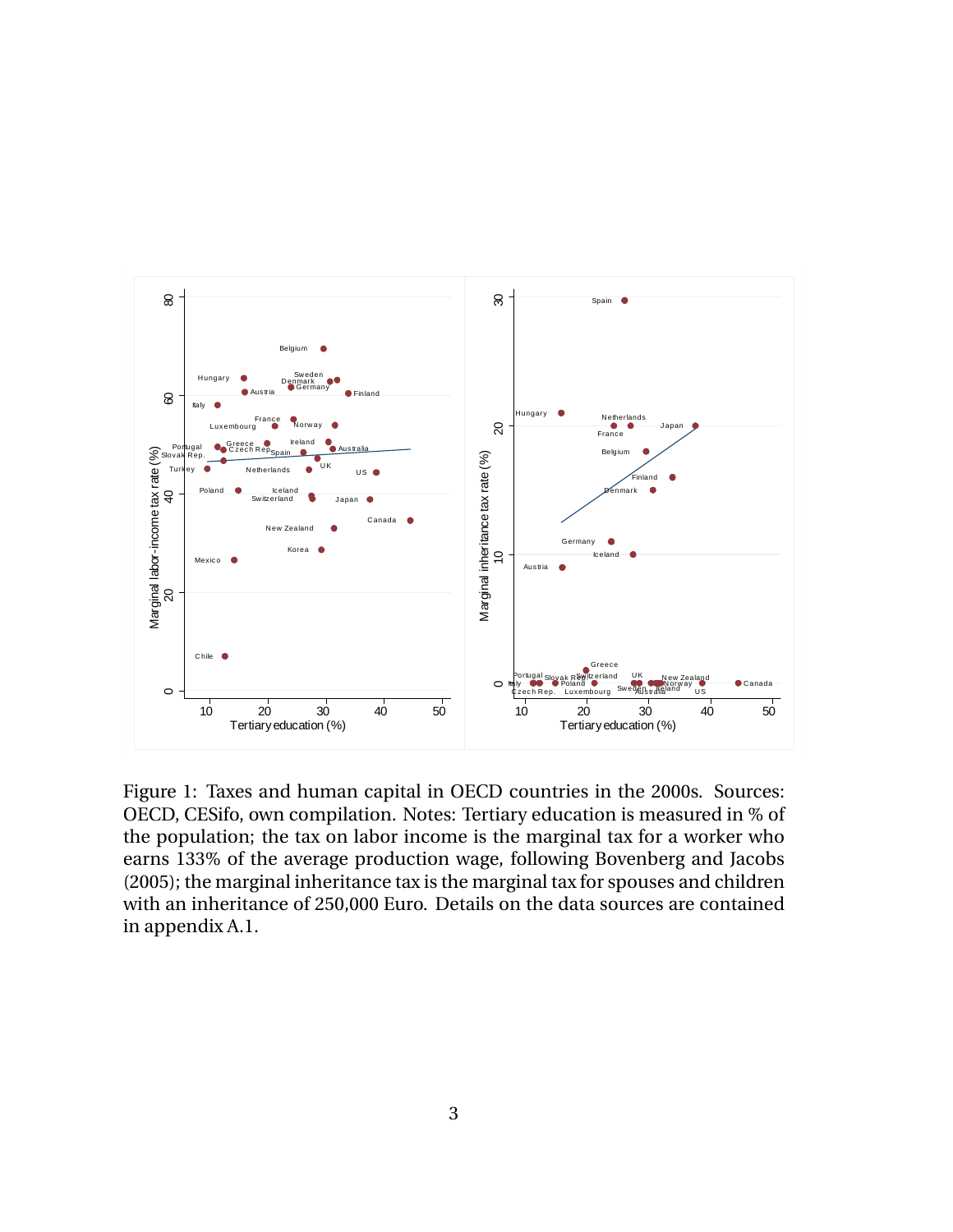Figure 1: Taxes and human capital in OECD countries in the 2000s. Sources: OECD, CESifo, own compilation. Notes: Tertiary education is measured in % of the population; the tax on labor income is the marginal tax for a worker who earns 133% of the average production wage, following Bovenberg and Jacobs (2005); the marginal inheritance tax is the marginal tax for spouses and children with an inheritance of 250,000 Euro. Details on the data sources are contained in appendix A.1.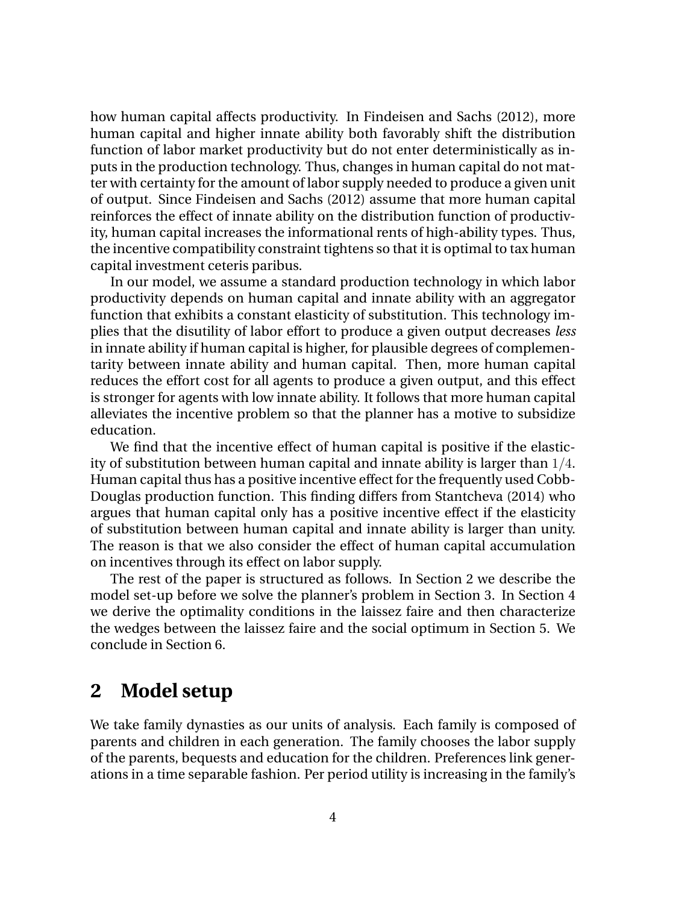how human capital affects productivity. In Findeisen and Sachs (2012), more human capital and higher innate ability both favorably shift the distribution function of labor market productivity but do not enter deterministically as inputs in the production technology. Thus, changes in human capital do not matter with certainty for the amount of labor supply needed to produce a given unit of output. Since Findeisen and Sachs (2012) assume that more human capital reinforces the effect of innate ability on the distribution function of productivity, human capital increases the informational rents of high-ability types. Thus, the incentive compatibility constraint tightens so that it is optimal to tax human capital investment ceteris paribus.

In our model, we assume a standard production technology in which labor productivity depends on human capital and innate ability with an aggregator function that exhibits a constant elasticity of substitution. This technology implies that the disutility of labor effort to produce a given output decreases *less* in innate ability if human capital is higher, for plausible degrees of complementarity between innate ability and human capital. Then, more human capital reduces the effort cost for all agents to produce a given output, and this effect is stronger for agents with low innate ability. It follows that more human capital alleviates the incentive problem so that the planner has a motive to subsidize education.

We find that the incentive effect of human capital is positive if the elasticity of substitution between human capital and innate ability is larger than $1/4$. Human capital thus has a positive incentive effect for the frequently used Cobb-Douglas production function. This finding differs from Stantcheva (2014) who argues that human capital only has a positive incentive effect if the elasticity of substitution between human capital and innate ability is larger than unity. The reason is that we also consider the effect of human capital accumulation on incentives through its effect on labor supply.

The rest of the paper is structured as follows. In Section 2 we describe the model set-up before we solve the planner's problem in Section 3. In Section 4 we derive the optimality conditions in the laissez faire and then characterize the wedges between the laissez faire and the social optimum in Section 5. We conclude in Section 6.

## 2 Model setup

We take family dynasties as our units of analysis. Each family is composed of parents and children in each generation. The family chooses the labor supply of the parents, bequests and education for the children. Preferences link generations in a time separable fashion. Per period utility is increasing in the family's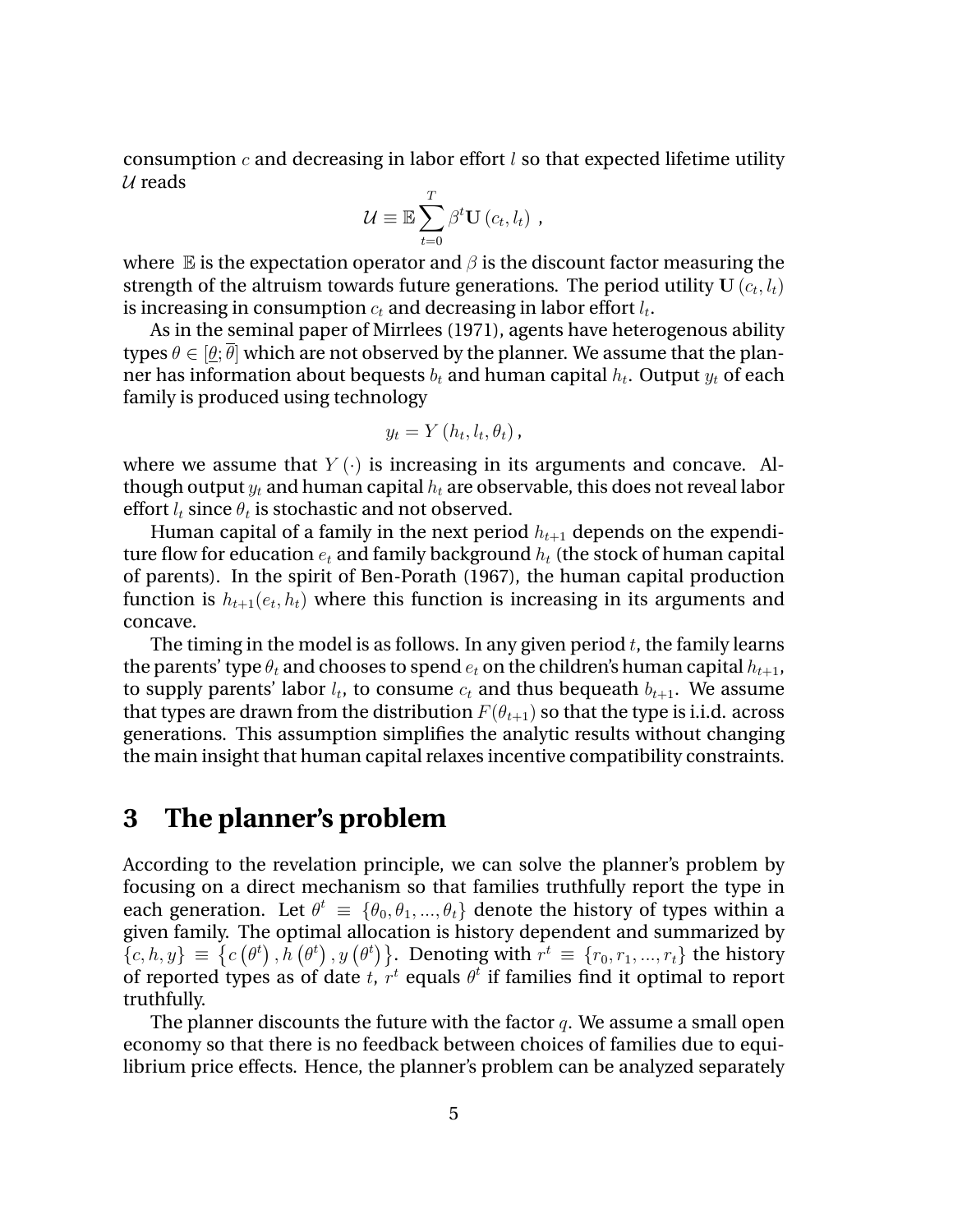consumption $c$ and decreasing in labor effort $l$ so that expected lifetime utility $\mathcal{U}$ reads

$$\mathcal{U} \equiv \mathbb{E} \sum_{t=0}^{T} \beta^t \mathbf{U}\left(c_t, l_t\right) ,$$

where $\mathbb{E}$ is the expectation operator and $\beta$ is the discount factor measuring the strength of the altruism towards future generations. The period utility $\mathbf{U}\left(c_t, l_t\right)$ is increasing in consumption $c_t$ and decreasing in labor effort $l_t$.

As in the seminal paper of Mirrlees (1971), agents have heterogenous ability types $\theta \in [\underline{\theta}; \overline{\theta}]$ which are not observed by the planner. We assume that the planner has information about bequests $b_t$ and human capital $h_t$. Output $y_t$ of each family is produced using technology

$$y_t = Y\left(h_t, l_t, \theta_t\right),$$

where we assume that $Y(\cdot)$ is increasing in its arguments and concave. Although output $y_t$ and human capital $h_t$ are observable, this does not reveal labor effort $l_t$ since $\theta_t$ is stochastic and not observed.

Human capital of a family in the next period $h_{t+1}$ depends on the expenditure flow for education $e_t$ and family background $h_t$ (the stock of human capital of parents). In the spirit of Ben-Porath (1967), the human capital production function is $h_{t+1}(e_t, h_t)$ where this function is increasing in its arguments and concave.

The timing in the model is as follows. In any given period $t$, the family learns the parents' type $\theta_t$ and chooses to spend $e_t$ on the children's human capital $h_{t+1}$, to supply parents' labor $l_t$, to consume $c_t$ and thus bequeath $b_{t+1}$. We assume that types are drawn from the distribution $F(\theta_{t+1})$ so that the type is i.i.d. across generations. This assumption simplifies the analytic results without changing the main insight that human capital relaxes incentive compatibility constraints.

# 3 The planner's problem

According to the revelation principle, we can solve the planner's problem by focusing on a direct mechanism so that families truthfully report the type in each generation. Let $\theta^t \equiv \{\theta_0, \theta_1, ..., \theta_t\}$ denote the history of types within a given family. The optimal allocation is history dependent and summarized by $\{c, h, y\} \equiv \left\{c\left(\theta^t\right), h\left(\theta^t\right), y\left(\theta^t\right)\right\}$. Denoting with $r^t \equiv \{r_0, r_1, ..., r_t\}$ the history of reported types as of date $t$, $r^t$ equals $\theta^t$ if families find it optimal to report truthfully.

The planner discounts the future with the factor $q$. We assume a small open economy so that there is no feedback between choices of families due to equilibrium price effects. Hence, the planner's problem can be analyzed separately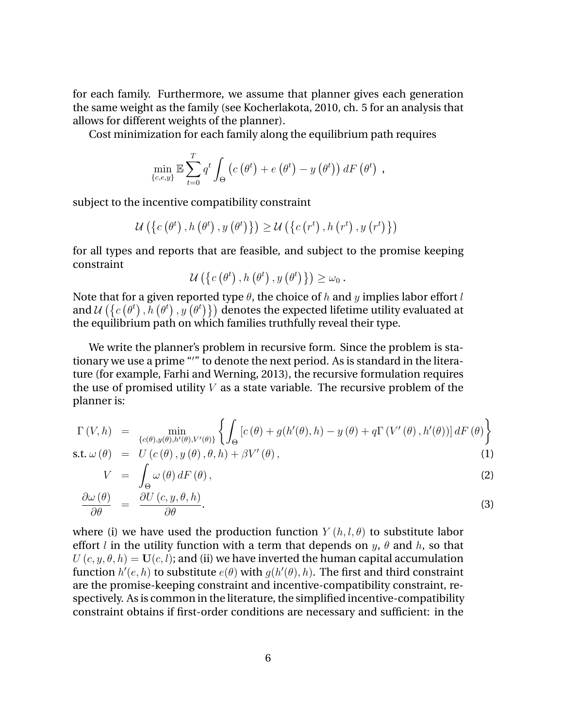for each family. Furthermore, we assume that planner gives each generation the same weight as the family (see Kocherlakota, 2010, ch. 5 for an analysis that allows for different weights of the planner).

Cost minimization for each family along the equilibrium path requires

$$\min_{\{c,e,y\}} \mathbb{E} \sum_{t=0}^{T} q^t \int_{\Theta} \left( c\left(\theta^t\right) + e\left(\theta^t\right) - y\left(\theta^t\right) \right) dF\left(\theta^t\right) \ ,$$

subject to the incentive compatibility constraint

$$\mathcal{U}\left(\left\{ c\left(\theta^t\right), h\left(\theta^t\right), y\left(\theta^t\right) \right\}\right) \geq \mathcal{U}\left(\left\{ c\left(r^t\right), h\left(r^t\right), y\left(r^t\right) \right\}\right)$$

for all types and reports that are feasible, and subject to the promise keeping constraint

$$\mathcal{U}\left(\left\{ c\left(\theta^t\right), h\left(\theta^t\right), y\left(\theta^t\right) \right\}\right) \geq \omega_0 \, .$$

Note that for a given reported type $\theta$, the choice of $h$ and $y$ implies labor effort $l$ and $\mathcal{U}\left(\left\{ c\left(\theta^t\right), h\left(\theta^t\right), y\left(\theta^t\right) \right\}\right)$ denotes the expected lifetime utility evaluated at the equilibrium path on which families truthfully reveal their type.

We write the planner's problem in recursive form. Since the problem is stationary we use a prime "$'$" to denote the next period. As is standard in the literature (for example, Farhi and Werning, 2013), the recursive formulation requires the use of promised utility $V$ as a state variable. The recursive problem of the planner is:

$$\Gamma(V,h) = \min_{\{c(\theta),y(\theta),h'(\theta),V'(\theta)\}} \left\{ \int_{\Theta} \left[ c\left(\theta\right) + g(h'(\theta),h) - y\left(\theta\right) + q\Gamma\left(V'\left(\theta\right), h'(\theta)\right) \right] dF\left(\theta\right) \right\}$$

$$\text{s.t. } \omega\left(\theta\right) = U\left(c\left(\theta\right), y\left(\theta\right), \theta, h\right) + \beta V'\left(\theta\right), \tag{1}$$

$$V = \int_{\Theta} \omega\left(\theta\right) dF\left(\theta\right), \tag{2}$$

$$\frac{\partial \omega\left(\theta\right)}{\partial \theta} = \frac{\partial U\left(c, y, \theta, h\right)}{\partial \theta}. \tag{3}$$

where (i) we have used the production function $Y\left(h, l, \theta\right)$ to substitute labor effort $l$ in the utility function with a term that depends on $y$, $\theta$ and $h$, so that $U\left(c, y, \theta, h\right) = \mathbf{U}(c, l)$; and (ii) we have inverted the human capital accumulation function $h'(e, h)$ to substitute $e(\theta)$ with $g(h'(\theta), h)$. The first and third constraint are the promise-keeping constraint and incentive-compatibility constraint, respectively. As is common in the literature, the simplified incentive-compatibility constraint obtains if first-order conditions are necessary and sufficient: in the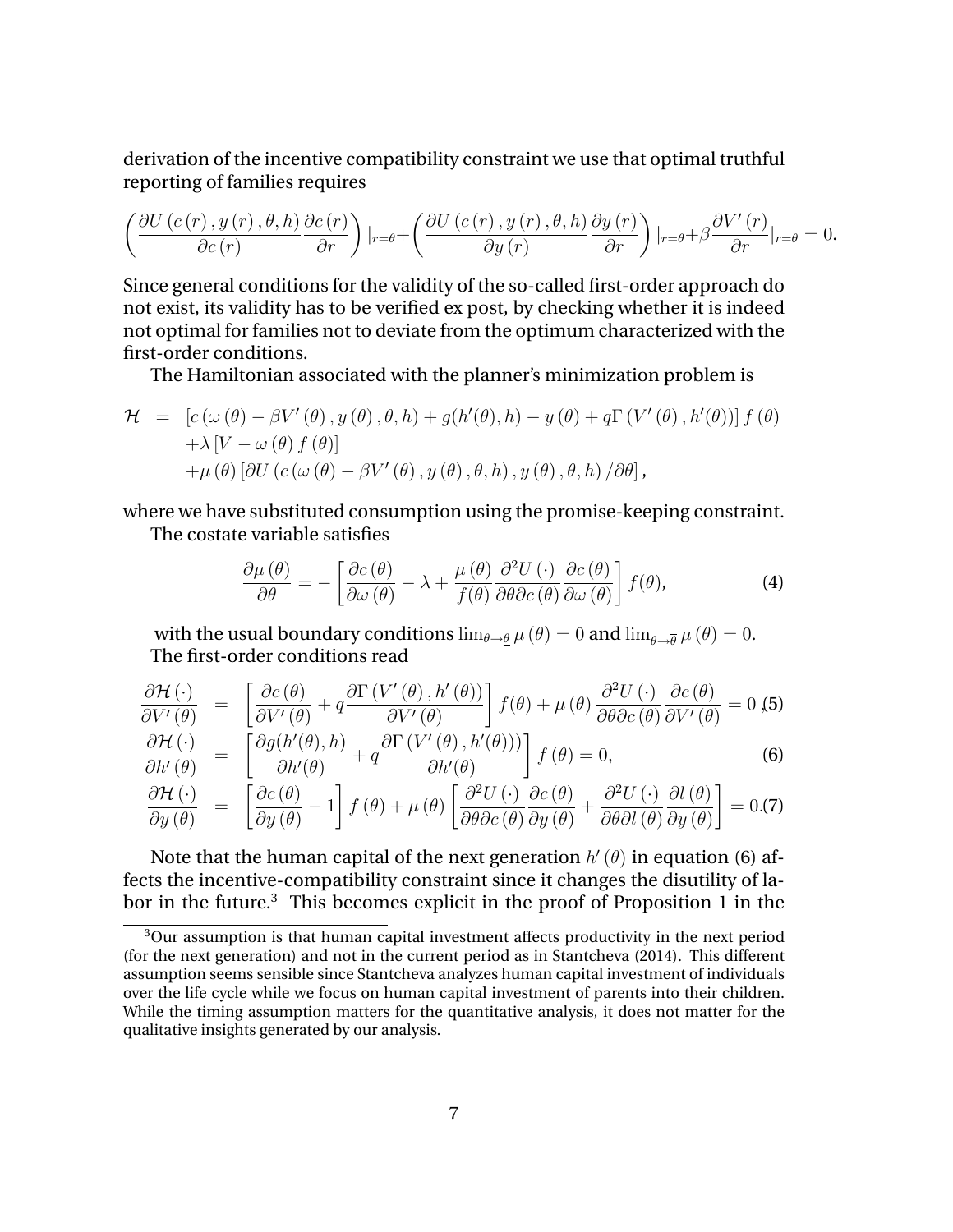derivation of the incentive compatibility constraint we use that optimal truthful reporting of families requires

$$\left(\frac{\partial U\left(c\left(r\right),y\left(r\right),\theta,h\right)}{\partial c\left(r\right)}\frac{\partial c\left(r\right)}{\partial r}\right)|_{r=\theta}+\left(\frac{\partial U\left(c\left(r\right),y\left(r\right),\theta,h\right)}{\partial y\left(r\right)}\frac{\partial y\left(r\right)}{\partial r}\right)|_{r=\theta}+\beta\frac{\partial V'\left(r\right)}{\partial r}|_{r=\theta}=0.$$

Since general conditions for the validity of the so-called first-order approach do not exist, its validity has to be verified ex post, by checking whether it is indeed not optimal for families not to deviate from the optimum characterized with the first-order conditions.

The Hamiltonian associated with the planner's minimization problem is

$$\begin{aligned}
\mathcal{H} &= \left[c\left(\omega\left(\theta\right)-\beta V'\left(\theta\right),y\left(\theta\right),\theta,h\right)+g(h'(\theta),h)-y\left(\theta\right)+q\Gamma\left(V'\left(\theta\right),h'(\theta)\right)\right]f\left(\theta\right) \\
&\quad +\lambda\left[V-\omega\left(\theta\right)f\left(\theta\right)\right] \\
&\quad +\mu\left(\theta\right)\left[\partial U\left(c\left(\omega\left(\theta\right)-\beta V'\left(\theta\right),y\left(\theta\right),\theta,h\right),y\left(\theta\right),\theta,h\right)/\partial\theta\right],
\end{aligned}$$

where we have substituted consumption using the promise-keeping constraint.

The costate variable satisfies

$$\frac{\partial\mu\left(\theta\right)}{\partial\theta}=-\left[\frac{\partial c\left(\theta\right)}{\partial\omega\left(\theta\right)}-\lambda+\frac{\mu\left(\theta\right)}{f(\theta)}\frac{\partial^{2}U\left(\cdot\right)}{\partial\theta\partial c\left(\theta\right)}\frac{\partial c\left(\theta\right)}{\partial\omega\left(\theta\right)}\right]f(\theta), \tag{4}$$

with the usual boundary conditions $\lim_{\theta\to\underline{\theta}}\mu\left(\theta\right)=0$ and $\lim_{\theta\to\overline{\theta}}\mu\left(\theta\right)=0$.

The first-order conditions read

$$\frac{\partial\mathcal{H}\left(\cdot\right)}{\partial V'\left(\theta\right)} = \left[\frac{\partial c\left(\theta\right)}{\partial V'\left(\theta\right)}+q\frac{\partial\Gamma\left(V'\left(\theta\right),h'\left(\theta\right)\right)}{\partial V'\left(\theta\right)}\right]f(\theta)+\mu\left(\theta\right)\frac{\partial^{2}U\left(\cdot\right)}{\partial\theta\partial c\left(\theta\right)}\frac{\partial c\left(\theta\right)}{\partial V'\left(\theta\right)}=0, \tag{5}$$

$$\frac{\partial\mathcal{H}\left(\cdot\right)}{\partial h'\left(\theta\right)} = \left[\frac{\partial g(h'(\theta),h)}{\partial h'(\theta)}+q\frac{\partial\Gamma\left(V'\left(\theta\right),h'(\theta)\right))}{\partial h'(\theta)}\right]f\left(\theta\right)=0, \tag{6}$$

$$\frac{\partial\mathcal{H}\left(\cdot\right)}{\partial y\left(\theta\right)} = \left[\frac{\partial c\left(\theta\right)}{\partial y\left(\theta\right)}-1\right]f\left(\theta\right)+\mu\left(\theta\right)\left[\frac{\partial^{2}U\left(\cdot\right)}{\partial\theta\partial c\left(\theta\right)}\frac{\partial c\left(\theta\right)}{\partial y\left(\theta\right)}+\frac{\partial^{2}U\left(\cdot\right)}{\partial\theta\partial l\left(\theta\right)}\frac{\partial l\left(\theta\right)}{\partial y\left(\theta\right)}\right]=0. \tag{7}$$

Note that the human capital of the next generation $h'\left(\theta\right)$ in equation (6) affects the incentive-compatibility constraint since it changes the disutility of labor in the future.[3] This becomes explicit in the proof of Proposition 1 in the

[3] Our assumption is that human capital investment affects productivity in the next period (for the next generation) and not in the current period as in Stantcheva (2014). This different assumption seems sensible since Stantcheva analyzes human capital investment of individuals over the life cycle while we focus on human capital investment of parents into their children. While the timing assumption matters for the quantitative analysis, it does not matter for the qualitative insights generated by our analysis.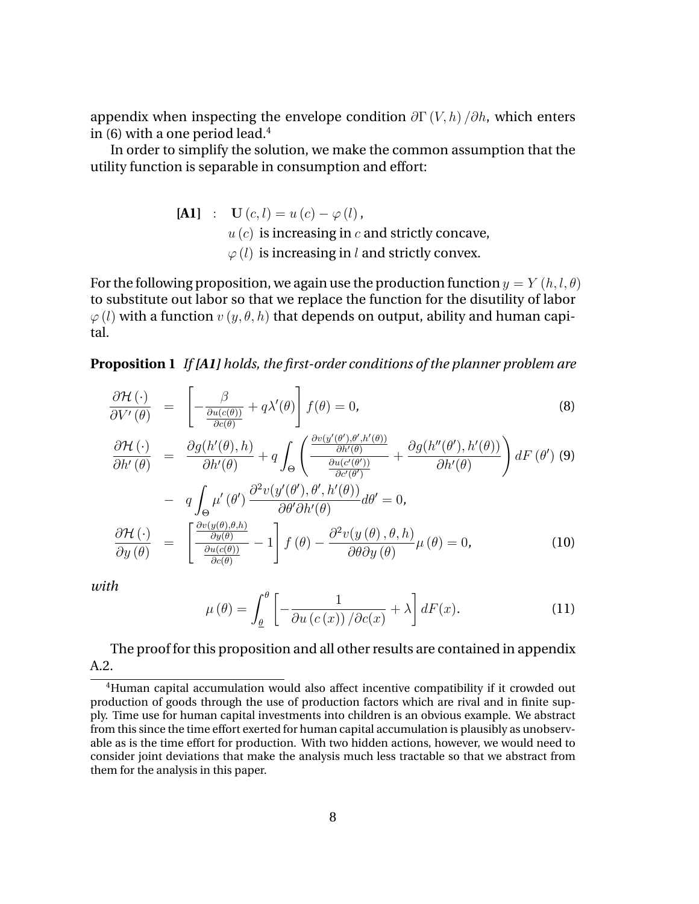appendix when inspecting the envelope condition $\partial \Gamma (V, h) / \partial h$, which enters in (6) with a one period lead.[4]

In order to simplify the solution, we make the common assumption that the utility function is separable in consumption and effort:

$$
\begin{aligned}
\textbf{[A1]} \quad : \quad & \mathbf{U}(c, l) = u(c) - \varphi(l), \\
& u(c) \text{ is increasing in } c \text{ and strictly concave,} \\
& \varphi(l) \text{ is increasing in } l \text{ and strictly convex.}
\end{aligned}
$$

For the following proposition, we again use the production function $y = Y(h, l, \theta)$ to substitute out labor so that we replace the function for the disutility of labor $\varphi(l)$ with a function $v(y, \theta, h)$ that depends on output, ability and human capital.

**Proposition 1** *If [A1] holds, the first-order conditions of the planner problem are*

$$
\frac{\partial \mathcal{H}(\cdot)}{\partial V'(\theta)} = \left[ -\frac{\beta}{\frac{\partial u(c(\theta))}{\partial c(\theta)}} + q\lambda'(\theta) \right] f(\theta) = 0, \tag{8}
$$

$$
\begin{aligned}
\frac{\partial \mathcal{H}(\cdot)}{\partial h'(\theta)} &= \frac{\partial g(h'(\theta), h)}{\partial h'(\theta)} + q \int_{\Theta} \left( \frac{\frac{\partial v(y'(\theta'), \theta', h'(\theta))}{\partial h'(\theta)}}{\frac{\partial u(c'(\theta'))}{\partial c'(\theta')}} + \frac{\partial g(h''(\theta'), h'(\theta))}{\partial h'(\theta)} \right) dF(\theta') \qquad (9) \\
&- q \int_{\Theta} \mu'(\theta') \frac{\partial^2 v(y'(\theta'), \theta', h'(\theta))}{\partial \theta' \partial h'(\theta)} d\theta' = 0,
\end{aligned}
$$

$$
\frac{\partial \mathcal{H}(\cdot)}{\partial y(\theta)} = \left[ \frac{\frac{\partial v(y(\theta), \theta, h)}{\partial y(\theta)}}{\frac{\partial u(c(\theta))}{\partial c(\theta)}} - 1 \right] f(\theta) - \frac{\partial^2 v(y(\theta), \theta, h)}{\partial \theta \partial y(\theta)} \mu(\theta) = 0, \tag{10}
$$

*with*

$$
\mu(\theta) = \int_{\underline{\theta}}^{\theta} \left[ -\frac{1}{\partial u(c(x)) / \partial c(x)} + \lambda \right] dF(x). \tag{11}
$$

The proof for this proposition and all other results are contained in appendix A.2.

[4] Human capital accumulation would also affect incentive compatibility if it crowded out production of goods through the use of production factors which are rival and in finite supply. Time use for human capital investments into children is an obvious example. We abstract from this since the time effort exerted for human capital accumulation is plausibly as unobservable as is the time effort for production. With two hidden actions, however, we would need to consider joint deviations that make the analysis much less tractable so that we abstract from them for the analysis in this paper.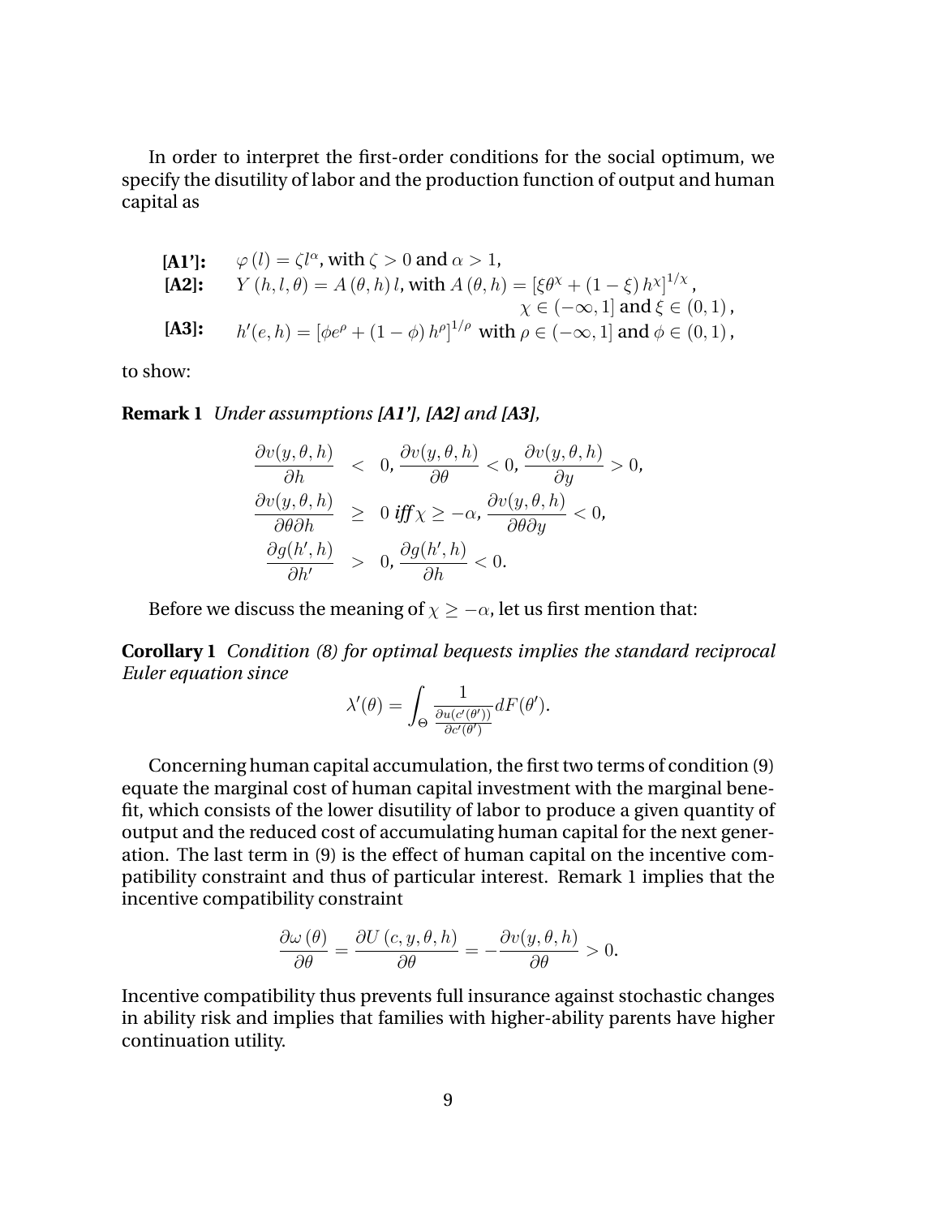In order to interpret the first-order conditions for the social optimum, we specify the disutility of labor and the production function of output and human capital as

**[A1']:** $\varphi(l) = \zeta l^{\alpha}$, with $\zeta > 0$ and $\alpha > 1$,

**[A2]:** $Y(h, l, \theta) = A(\theta, h) l$, with $A(\theta, h) = \left[\xi \theta^{\chi} + (1 - \xi) h^{\chi}\right]^{1/\chi}$, $\chi \in (-\infty, 1]$ and $\xi \in (0, 1)$,

**[A3]:** $h'(e, h) = \left[\phi e^{\rho} + (1 - \phi) h^{\rho}\right]^{1/\rho}$ with $\rho \in (-\infty, 1]$ and $\phi \in (0, 1)$,

to show:

**Remark 1** *Under assumptions [A1'], [A2] and [A3],*

$$
\begin{aligned}
\frac{\partial v(y, \theta, h)}{\partial h} &< 0, \; \frac{\partial v(y, \theta, h)}{\partial \theta} < 0, \; \frac{\partial v(y, \theta, h)}{\partial y} > 0, \\
\frac{\partial v(y, \theta, h)}{\partial \theta \partial h} &\geq 0 \text{ iff } \chi \geq -\alpha, \; \frac{\partial v(y, \theta, h)}{\partial \theta \partial y} < 0, \\
\frac{\partial g(h', h)}{\partial h'} &> 0, \; \frac{\partial g(h', h)}{\partial h} < 0.
\end{aligned}
$$

Before we discuss the meaning of $\chi \geq -\alpha$, let us first mention that:

**Corollary 1** *Condition (8) for optimal bequests implies the standard reciprocal Euler equation since*

$$
\lambda'(\theta) = \int_{\Theta} \frac{1}{\frac{\partial u(c'(\theta'))}{\partial c'(\theta')}} dF(\theta').
$$

Concerning human capital accumulation, the first two terms of condition (9) equate the marginal cost of human capital investment with the marginal benefit, which consists of the lower disutility of labor to produce a given quantity of output and the reduced cost of accumulating human capital for the next generation. The last term in (9) is the effect of human capital on the incentive compatibility constraint and thus of particular interest. Remark 1 implies that the incentive compatibility constraint

$$
\frac{\partial \omega(\theta)}{\partial \theta} = \frac{\partial U(c, y, \theta, h)}{\partial \theta} = -\frac{\partial v(y, \theta, h)}{\partial \theta} > 0.
$$

Incentive compatibility thus prevents full insurance against stochastic changes in ability risk and implies that families with higher-ability parents have higher continuation utility.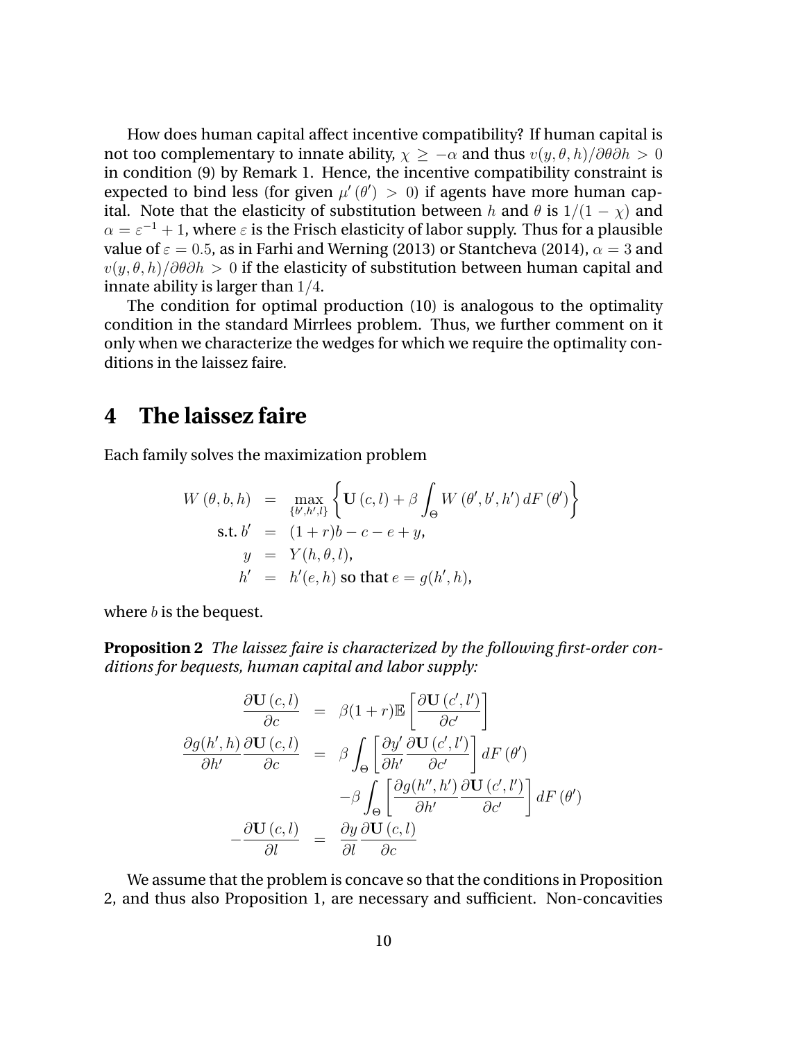How does human capital affect incentive compatibility? If human capital is not too complementary to innate ability, $\chi \geq -\alpha$ and thus $v(y, \theta, h)/\partial\theta\partial h > 0$ in condition (9) by Remark 1. Hence, the incentive compatibility constraint is expected to bind less (for given $\mu'(\theta') > 0$) if agents have more human capital. Note that the elasticity of substitution between $h$ and $\theta$ is $1/(1-\chi)$ and $\alpha = \varepsilon^{-1} + 1$, where $\varepsilon$ is the Frisch elasticity of labor supply. Thus for a plausible value of $\varepsilon = 0.5$, as in Farhi and Werning (2013) or Stantcheva (2014), $\alpha = 3$ and $v(y, \theta, h)/\partial\theta\partial h > 0$ if the elasticity of substitution between human capital and innate ability is larger than $1/4$.

The condition for optimal production (10) is analogous to the optimality condition in the standard Mirrlees problem. Thus, we further comment on it only when we characterize the wedges for which we require the optimality conditions in the laissez faire.

# 4 The laissez faire

Each family solves the maximization problem

$$
\begin{aligned}
W(\theta, b, h) &= \max_{\{b', h', l\}} \left\{ \mathbf{U}(c, l) + \beta \int_{\Theta} W(\theta', b', h') \, dF(\theta') \right\} \\
\text{s.t. } b' &= (1+r)b - c - e + y, \\
y &= Y(h, \theta, l), \\
h' &= h'(e, h) \text{ so that } e = g(h', h),
\end{aligned}
$$

where $b$ is the bequest.

**Proposition 2** *The laissez faire is characterized by the following first-order conditions for bequests, human capital and labor supply:*

$$
\begin{aligned}
\frac{\partial \mathbf{U}(c, l)}{\partial c} &= \beta(1+r)\mathbb{E}\left[\frac{\partial \mathbf{U}(c', l')}{\partial c'}\right] \\
\frac{\partial g(h', h)}{\partial h'} \frac{\partial \mathbf{U}(c, l)}{\partial c} &= \beta \int_{\Theta} \left[\frac{\partial y'}{\partial h'} \frac{\partial \mathbf{U}(c', l')}{\partial c'}\right] dF(\theta') \\
&\quad - \beta \int_{\Theta} \left[\frac{\partial g(h'', h')}{\partial h'} \frac{\partial \mathbf{U}(c', l')}{\partial c'}\right] dF(\theta') \\
-\frac{\partial \mathbf{U}(c, l)}{\partial l} &= \frac{\partial y}{\partial l} \frac{\partial \mathbf{U}(c, l)}{\partial c}
\end{aligned}
$$

We assume that the problem is concave so that the conditions in Proposition 2, and thus also Proposition 1, are necessary and sufficient. Non-concavities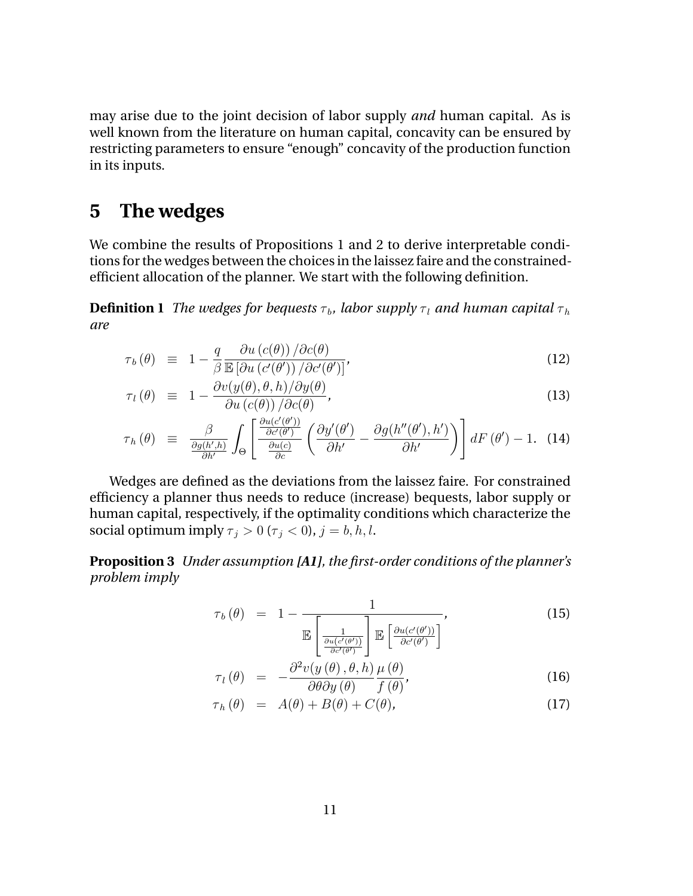may arise due to the joint decision of labor supply *and* human capital. As is well known from the literature on human capital, concavity can be ensured by restricting parameters to ensure "enough" concavity of the production function in its inputs.

# 5 The wedges

We combine the results of Propositions 1 and 2 to derive interpretable conditions for the wedges between the choices in the laissez faire and the constrained-efficient allocation of the planner. We start with the following definition.

**Definition 1** *The wedges for bequests $\tau_b$, labor supply $\tau_l$ and human capital $\tau_h$ are*

$$
\begin{aligned}
\tau_b(\theta) &\equiv 1 - \frac{q}{\beta} \frac{\partial u(c(\theta))/\partial c(\theta)}{\mathbb{E}\left[\partial u(c'(\theta'))/\partial c'(\theta')\right]}, && (12) \\
\tau_l(\theta) &\equiv 1 - \frac{\partial v(y(\theta), \theta, h)/\partial y(\theta)}{\partial u(c(\theta))/\partial c(\theta)}, && (13) \\
\tau_h(\theta) &\equiv \frac{\beta}{\frac{\partial g(h', h)}{\partial h'}} \int_\Theta \left[ \frac{\frac{\partial u(c'(\theta'))}{\partial c'(\theta')}}{\frac{\partial u(c)}{\partial c}} \left( \frac{\partial y'(\theta')}{\partial h'} - \frac{\partial g(h''(\theta'), h')}{\partial h'} \right) \right] dF(\theta') - 1. && (14)
\end{aligned}
$$

Wedges are defined as the deviations from the laissez faire. For constrained efficiency a planner thus needs to reduce (increase) bequests, labor supply or human capital, respectively, if the optimality conditions which characterize the social optimum imply $\tau_j > 0$ ($\tau_j < 0$), $j = b, h, l$.

**Proposition 3** *Under assumption **[A1]**, the first-order conditions of the planner's problem imply*

$$
\begin{aligned}
\tau_b(\theta) &= 1 - \frac{1}{\mathbb{E}\left[\frac{1}{\frac{\partial u(c'(\theta'))}{\partial c'(\theta')}}\right] \mathbb{E}\left[\frac{\partial u(c'(\theta'))}{\partial c'(\theta')}\right]}, && (15) \\
\tau_l(\theta) &= -\frac{\partial^2 v(y(\theta), \theta, h)}{\partial \theta \partial y(\theta)} \frac{\mu(\theta)}{f(\theta)}, && (16) \\
\tau_h(\theta) &= A(\theta) + B(\theta) + C(\theta), && (17)
\end{aligned}
$$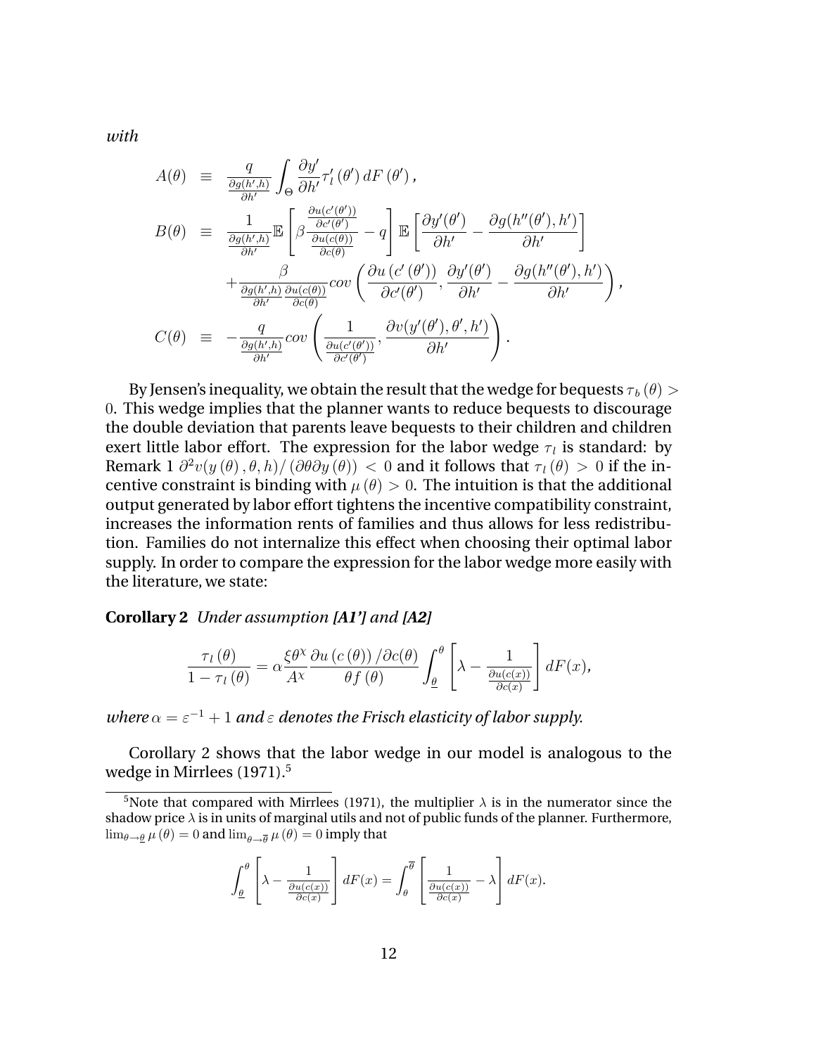*with*

$$
\begin{aligned}
A(\theta) &\equiv \frac{q}{\frac{\partial g(h',h)}{\partial h'}} \int_{\Theta} \frac{\partial y'}{\partial h'} \tau_l'(\theta') \, dF(\theta'), \\
B(\theta) &\equiv \frac{1}{\frac{\partial g(h',h)}{\partial h'}} \mathbb{E}\left[\beta \frac{\frac{\partial u(c'(\theta'))}{\partial c'(\theta')}}{\frac{\partial u(c(\theta))}{\partial c(\theta)}} - q\right] \mathbb{E}\left[\frac{\partial y'(\theta')}{\partial h'} - \frac{\partial g(h''(\theta'), h')}{\partial h'}\right] \\
&\quad + \frac{\beta}{\frac{\partial g(h',h)}{\partial h'} \frac{\partial u(c(\theta))}{\partial c(\theta)}} cov\left(\frac{\partial u(c'(\theta'))}{\partial c'(\theta')}, \frac{\partial y'(\theta')}{\partial h'} - \frac{\partial g(h''(\theta'), h')}{\partial h'}\right), \\
C(\theta) &\equiv -\frac{q}{\frac{\partial g(h',h)}{\partial h'}} cov\left(\frac{1}{\frac{\partial u(c'(\theta'))}{\partial c'(\theta')}}, \frac{\partial v(y'(\theta'), \theta', h')}{\partial h'}\right).
\end{aligned}
$$

By Jensen's inequality, we obtain the result that the wedge for bequests $\tau_b(\theta) > 0$. This wedge implies that the planner wants to reduce bequests to discourage the double deviation that parents leave bequests to their children and children exert little labor effort. The expression for the labor wedge $\tau_l$ is standard: by Remark 1 $\partial^2 v(y(\theta), \theta, h) / (\partial\theta \partial y(\theta)) < 0$ and it follows that $\tau_l(\theta) > 0$ if the incentive constraint is binding with $\mu(\theta) > 0$. The intuition is that the additional output generated by labor effort tightens the incentive compatibility constraint, increases the information rents of families and thus allows for less redistribution. Families do not internalize this effect when choosing their optimal labor supply. In order to compare the expression for the labor wedge more easily with the literature, we state:

**Corollary 2** *Under assumption [A1'] and [A2]*

$$
\frac{\tau_l(\theta)}{1 - \tau_l(\theta)} = \alpha \frac{\xi \theta^{\chi}}{A^{\chi}} \frac{\partial u(c(\theta)) / \partial c(\theta)}{\theta f(\theta)} \int_{\underline{\theta}}^{\theta} \left[\lambda - \frac{1}{\frac{\partial u(c(x))}{\partial c(x)}}\right] dF(x),
$$

*where $\alpha = \varepsilon^{-1} + 1$ and $\varepsilon$ denotes the Frisch elasticity of labor supply.*

Corollary 2 shows that the labor wedge in our model is analogous to the wedge in Mirrlees (1971).[5]

[5] Note that compared with Mirrlees (1971), the multiplier $\lambda$ is in the numerator since the shadow price $\lambda$ is in units of marginal utils and not of public funds of the planner. Furthermore, $\lim_{\theta \to \underline{\theta}} \mu(\theta) = 0$ and $\lim_{\theta \to \overline{\theta}} \mu(\theta) = 0$ imply that

$$
\int_{\underline{\theta}}^{\theta} \left[\lambda - \frac{1}{\frac{\partial u(c(x))}{\partial c(x)}}\right] dF(x) = \int_{\theta}^{\overline{\theta}} \left[\frac{1}{\frac{\partial u(c(x))}{\partial c(x)}} - \lambda\right] dF(x).
$$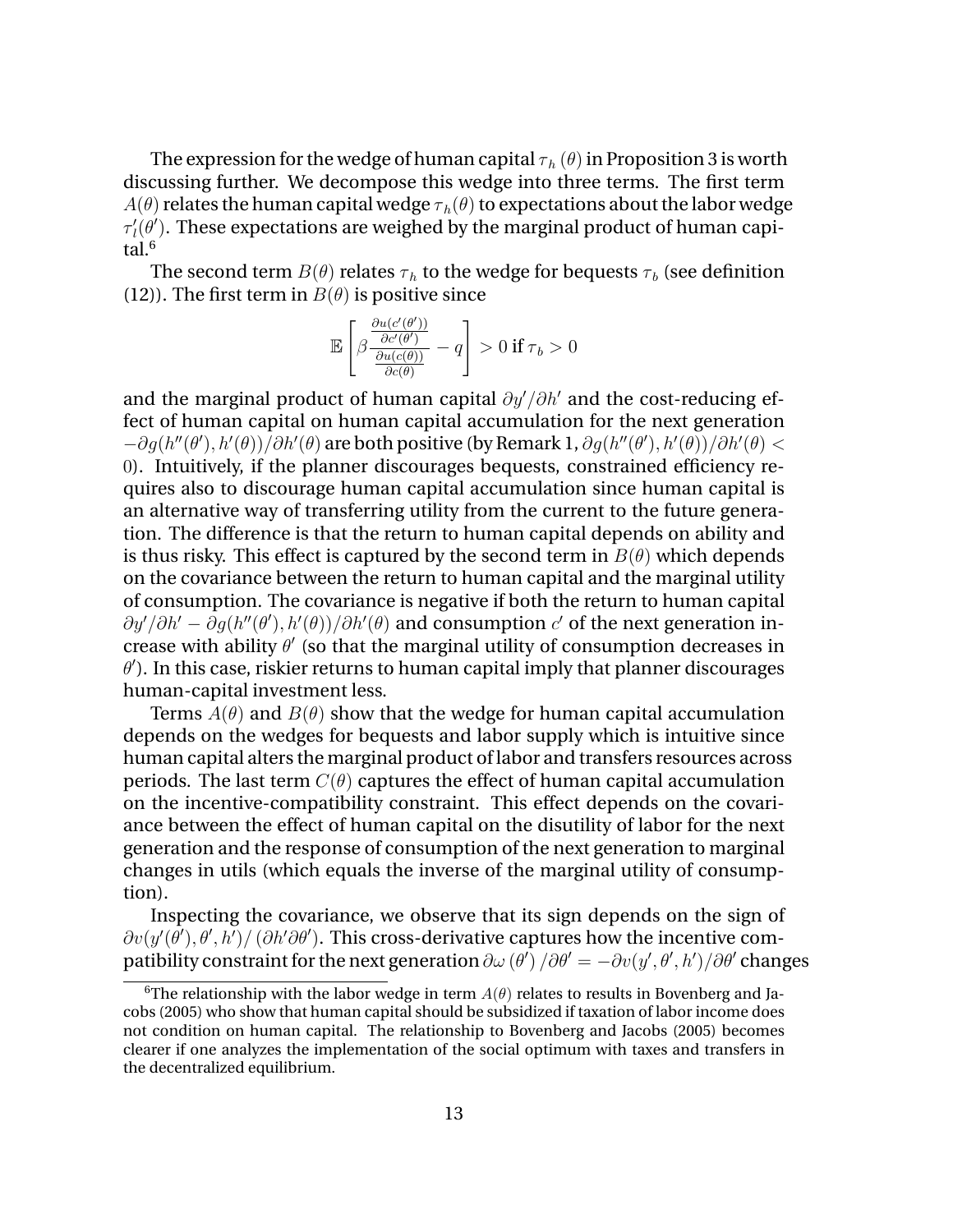The expression for the wedge of human capital $\tau_h(\theta)$ in Proposition 3 is worth discussing further. We decompose this wedge into three terms. The first term $A(\theta)$ relates the human capital wedge $\tau_h(\theta)$ to expectations about the labor wedge $\tau_l'(\theta')$. These expectations are weighed by the marginal product of human capital.[6]

The second term $B(\theta)$ relates $\tau_h$ to the wedge for bequests $\tau_b$ (see definition (12)). The first term in $B(\theta)$ is positive since

$$\mathbb{E}\left[\beta\frac{\frac{\partial u(c'(\theta'))}{\partial c'(\theta')}}{\frac{\partial u(c(\theta))}{\partial c(\theta)}} - q\right] > 0 \text{ if } \tau_b > 0$$

and the marginal product of human capital $\partial y'/\partial h'$ and the cost-reducing effect of human capital on human capital accumulation for the next generation $-\partial g(h''(\theta'), h'(\theta))/\partial h'(\theta)$ are both positive (by Remark 1, $\partial g(h''(\theta'), h'(\theta))/\partial h'(\theta) < 0$). Intuitively, if the planner discourages bequests, constrained efficiency requires also to discourage human capital accumulation since human capital is an alternative way of transferring utility from the current to the future generation. The difference is that the return to human capital depends on ability and is thus risky. This effect is captured by the second term in $B(\theta)$ which depends on the covariance between the return to human capital and the marginal utility of consumption. The covariance is negative if both the return to human capital $\partial y'/\partial h' - \partial g(h''(\theta'), h'(\theta))/\partial h'(\theta)$ and consumption $c'$ of the next generation increase with ability $\theta'$ (so that the marginal utility of consumption decreases in $\theta'$). In this case, riskier returns to human capital imply that planner discourages human-capital investment less.

Terms $A(\theta)$ and $B(\theta)$ show that the wedge for human capital accumulation depends on the wedges for bequests and labor supply which is intuitive since human capital alters the marginal product of labor and transfers resources across periods. The last term $C(\theta)$ captures the effect of human capital accumulation on the incentive-compatibility constraint. This effect depends on the covariance between the effect of human capital on the disutility of labor for the next generation and the response of consumption of the next generation to marginal changes in utils (which equals the inverse of the marginal utility of consumption).

Inspecting the covariance, we observe that its sign depends on the sign of $\partial v(y'(\theta'), \theta', h')/(\partial h' \partial \theta')$. This cross-derivative captures how the incentive compatibility constraint for the next generation $\partial \omega(\theta')/\partial \theta' = -\partial v(y', \theta', h')/\partial \theta'$ changes

[6] The relationship with the labor wedge in term $A(\theta)$ relates to results in Bovenberg and Jacobs (2005) who show that human capital should be subsidized if taxation of labor income does not condition on human capital. The relationship to Bovenberg and Jacobs (2005) becomes clearer if one analyzes the implementation of the social optimum with taxes and transfers in the decentralized equilibrium.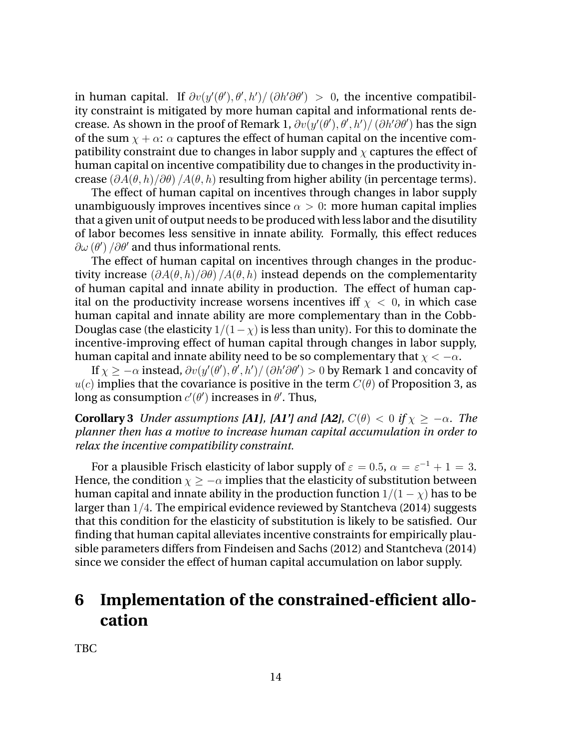in human capital. If $\partial v(y'(\theta'), \theta', h') / (\partial h' \partial \theta') > 0$, the incentive compatibility constraint is mitigated by more human capital and informational rents decrease. As shown in the proof of Remark 1, $\partial v(y'(\theta'), \theta', h') / (\partial h' \partial \theta')$ has the sign of the sum $\chi + \alpha$: $\alpha$ captures the effect of human capital on the incentive compatibility constraint due to changes in labor supply and $\chi$ captures the effect of human capital on incentive compatibility due to changes in the productivity increase $(\partial A(\theta, h)/\partial \theta) / A(\theta, h)$ resulting from higher ability (in percentage terms).

The effect of human capital on incentives through changes in labor supply unambiguously improves incentives since $\alpha > 0$: more human capital implies that a given unit of output needs to be produced with less labor and the disutility of labor becomes less sensitive in innate ability. Formally, this effect reduces $\partial \omega(\theta') / \partial \theta'$ and thus informational rents.

The effect of human capital on incentives through changes in the productivity increase $(\partial A(\theta, h)/\partial \theta) / A(\theta, h)$ instead depends on the complementarity of human capital and innate ability in production. The effect of human capital on the productivity increase worsens incentives iff $\chi < 0$, in which case human capital and innate ability are more complementary than in the Cobb-Douglas case (the elasticity $1/(1-\chi)$ is less than unity). For this to dominate the incentive-improving effect of human capital through changes in labor supply, human capital and innate ability need to be so complementary that $\chi < -\alpha$.

If $\chi \geq -\alpha$ instead, $\partial v(y'(\theta'), \theta', h') / (\partial h' \partial \theta') > 0$ by Remark 1 and concavity of $u(c)$ implies that the covariance is positive in the term $C(\theta)$ of Proposition 3, as long as consumption $c'(\theta')$ increases in $\theta'$. Thus,

**Corollary 3** *Under assumptions **[A1]**, **[A1']** and **[A2]**, $C(\theta) < 0$ if $\chi \geq -\alpha$. The planner then has a motive to increase human capital accumulation in order to relax the incentive compatibility constraint.*

For a plausible Frisch elasticity of labor supply of $\varepsilon = 0.5$, $\alpha = \varepsilon^{-1} + 1 = 3$. Hence, the condition $\chi \geq -\alpha$ implies that the elasticity of substitution between human capital and innate ability in the production function $1/(1-\chi)$ has to be larger than $1/4$. The empirical evidence reviewed by Stantcheva (2014) suggests that this condition for the elasticity of substitution is likely to be satisfied. Our finding that human capital alleviates incentive constraints for empirically plausible parameters differs from Findeisen and Sachs (2012) and Stantcheva (2014) since we consider the effect of human capital accumulation on labor supply.

# 6 Implementation of the constrained-efficient allocation

TBC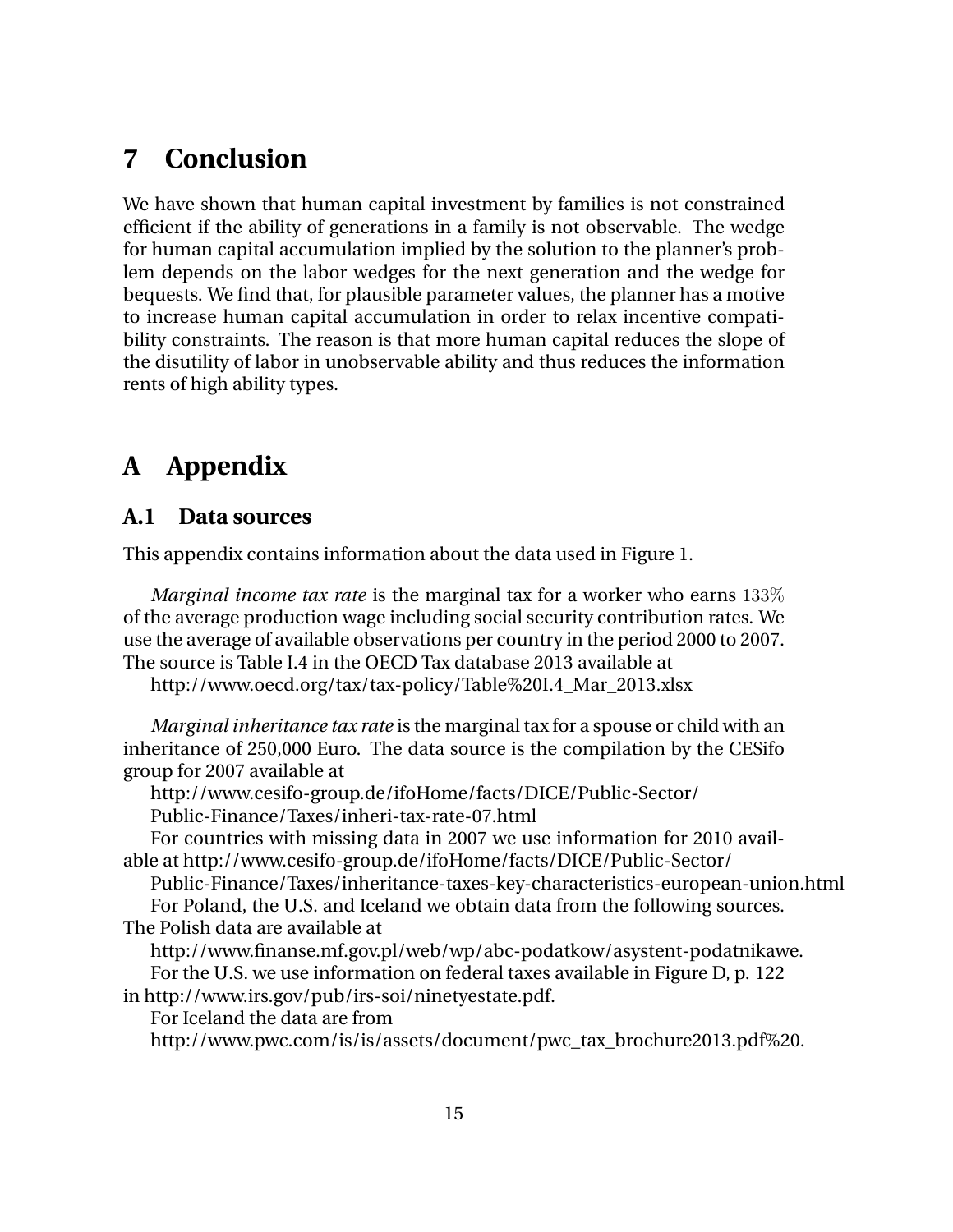# 7 Conclusion

We have shown that human capital investment by families is not constrained efficient if the ability of generations in a family is not observable. The wedge for human capital accumulation implied by the solution to the planner's problem depends on the labor wedges for the next generation and the wedge for bequests. We find that, for plausible parameter values, the planner has a motive to increase human capital accumulation in order to relax incentive compatibility constraints. The reason is that more human capital reduces the slope of the disutility of labor in unobservable ability and thus reduces the information rents of high ability types.

# A Appendix

## A.1 Data sources

This appendix contains information about the data used in Figure 1.

*Marginal income tax rate* is the marginal tax for a worker who earns $133\%$ of the average production wage including social security contribution rates. We use the average of available observations per country in the period 2000 to 2007. The source is Table I.4 in the OECD Tax database 2013 available at

http://www.oecd.org/tax/tax-policy/Table%20I.4_Mar_2013.xlsx

*Marginal inheritance tax rate* is the marginal tax for a spouse or child with an inheritance of 250,000 Euro. The data source is the compilation by the CESifo group for 2007 available at

http://www.cesifo-group.de/ifoHome/facts/DICE/Public-Sector/Public-Finance/Taxes/inheri-tax-rate-07.html

For countries with missing data in 2007 we use information for 2010 available at http://www.cesifo-group.de/ifoHome/facts/DICE/Public-Sector/Public-Finance/Taxes/inheritance-taxes-key-characteristics-european-union.html

For Poland, the U.S. and Iceland we obtain data from the following sources. The Polish data are available at

http://www.finanse.mf.gov.pl/web/wp/abc-podatkow/asystent-podatnikawe.

For the U.S. we use information on federal taxes available in Figure D, p. 122 in http://www.irs.gov/pub/irs-soi/ninetyestate.pdf.

For Iceland the data are from

http://www.pwc.com/is/is/assets/document/pwc_tax_brochure2013.pdf%20.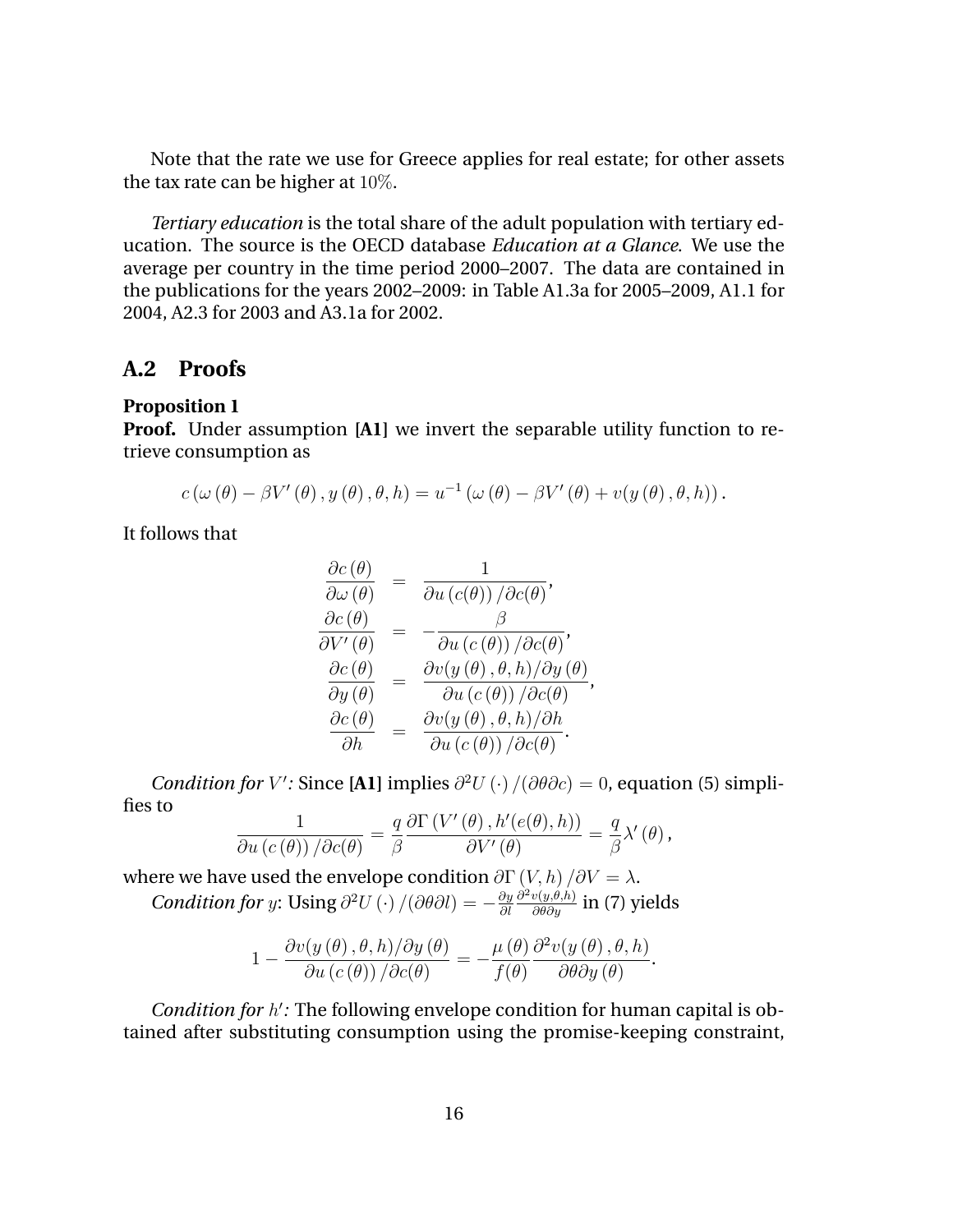Note that the rate we use for Greece applies for real estate; for other assets the tax rate can be higher at $10\%$.

*Tertiary education* is the total share of the adult population with tertiary education. The source is the OECD database *Education at a Glance*. We use the average per country in the time period 2000–2007. The data are contained in the publications for the years 2002–2009: in Table A1.3a for 2005–2009, A1.1 for 2004, A2.3 for 2003 and A3.1a for 2002.

## A.2 Proofs

**Proposition 1**

**Proof.** Under assumption **[A1]** we invert the separable utility function to retrieve consumption as

$$c\left(\omega\left(\theta\right)-\beta V'\left(\theta\right),y\left(\theta\right),\theta,h\right)=u^{-1}\left(\omega\left(\theta\right)-\beta V'\left(\theta\right)+v(y\left(\theta\right),\theta,h)\right).$$

It follows that

$$\begin{aligned}
\frac{\partial c\left(\theta\right)}{\partial\omega\left(\theta\right)} &= \frac{1}{\partial u\left(c(\theta)\right)/\partial c(\theta)},\\
\frac{\partial c\left(\theta\right)}{\partial V'\left(\theta\right)} &= -\frac{\beta}{\partial u\left(c\left(\theta\right)\right)/\partial c(\theta)},\\
\frac{\partial c\left(\theta\right)}{\partial y\left(\theta\right)} &= \frac{\partial v(y\left(\theta\right),\theta,h)/\partial y\left(\theta\right)}{\partial u\left(c\left(\theta\right)\right)/\partial c(\theta)},\\
\frac{\partial c\left(\theta\right)}{\partial h} &= \frac{\partial v(y\left(\theta\right),\theta,h)/\partial h}{\partial u\left(c\left(\theta\right)\right)/\partial c(\theta)}.
\end{aligned}$$

*Condition for $V'$:* Since **[A1]** implies $\partial^2 U\left(\cdot\right)/(\partial\theta\partial c)=0$, equation (5) simplifies to

$$\frac{1}{\partial u\left(c\left(\theta\right)\right)/\partial c(\theta)}=\frac{q}{\beta}\frac{\partial\Gamma\left(V'\left(\theta\right),h'(e(\theta),h)\right)}{\partial V'\left(\theta\right)}=\frac{q}{\beta}\lambda'\left(\theta\right),$$

where we have used the envelope condition $\partial\Gamma\left(V,h\right)/\partial V=\lambda$.

*Condition for $y$*: Using $\partial^2 U\left(\cdot\right)/(\partial\theta\partial l)=-\frac{\partial y}{\partial l}\frac{\partial^2 v(y,\theta,h)}{\partial\theta\partial y}$ in (7) yields

$$1-\frac{\partial v(y\left(\theta\right),\theta,h)/\partial y\left(\theta\right)}{\partial u\left(c\left(\theta\right)\right)/\partial c(\theta)}=-\frac{\mu\left(\theta\right)}{f(\theta)}\frac{\partial^2 v(y\left(\theta\right),\theta,h)}{\partial\theta\partial y\left(\theta\right)}.$$

*Condition for $h'$:* The following envelope condition for human capital is obtained after substituting consumption using the promise-keeping constraint,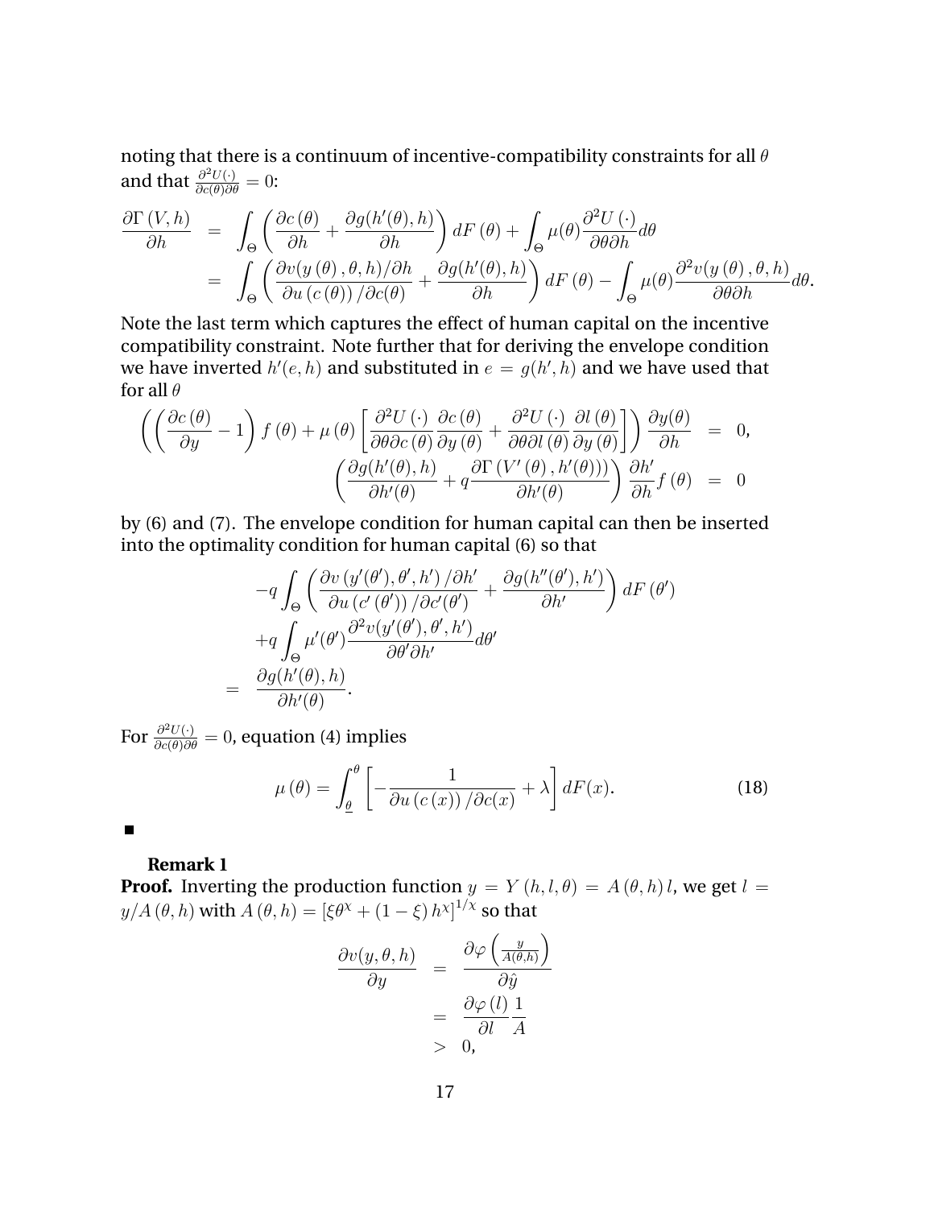noting that there is a continuum of incentive-compatibility constraints for all $\theta$ and that $\frac{\partial^2 U(\cdot)}{\partial c(\theta)\partial\theta} = 0$:

$$
\begin{aligned}
\frac{\partial \Gamma(V,h)}{\partial h} &= \int_\Theta \left( \frac{\partial c(\theta)}{\partial h} + \frac{\partial g(h'(\theta), h)}{\partial h} \right) dF(\theta) + \int_\Theta \mu(\theta) \frac{\partial^2 U(\cdot)}{\partial\theta\partial h} d\theta \\
&= \int_\Theta \left( \frac{\partial v(y(\theta), \theta, h)/\partial h}{\partial u(c(\theta))/\partial c(\theta)} + \frac{\partial g(h'(\theta), h)}{\partial h} \right) dF(\theta) - \int_\Theta \mu(\theta) \frac{\partial^2 v(y(\theta), \theta, h)}{\partial\theta\partial h} d\theta.
\end{aligned}
$$

Note the last term which captures the effect of human capital on the incentive compatibility constraint. Note further that for deriving the envelope condition we have inverted $h'(e,h)$ and substituted in $e = g(h', h)$ and we have used that for all $\theta$

$$
\begin{aligned}
\left( \left( \frac{\partial c(\theta)}{\partial y} - 1 \right) f(\theta) + \mu(\theta) \left[ \frac{\partial^2 U(\cdot)}{\partial\theta\partial c(\theta)} \frac{\partial c(\theta)}{\partial y(\theta)} + \frac{\partial^2 U(\cdot)}{\partial\theta\partial l(\theta)} \frac{\partial l(\theta)}{\partial y(\theta)} \right] \right) \frac{\partial y(\theta)}{\partial h} &= 0, \\
\left( \frac{\partial g(h'(\theta), h)}{\partial h'(\theta)} + q \frac{\partial \Gamma(V'(\theta), h'(\theta)))}{\partial h'(\theta)} \right) \frac{\partial h'}{\partial h} f(\theta) &= 0
\end{aligned}
$$

by (6) and (7). The envelope condition for human capital can then be inserted into the optimality condition for human capital (6) so that

$$
\begin{aligned}
& -q \int_\Theta \left( \frac{\partial v(y'(\theta'), \theta', h')/\partial h'}{\partial u(c'(\theta'))/\partial c'(\theta')} + \frac{\partial g(h''(\theta'), h')}{\partial h'} \right) dF(\theta') \\
& + q \int_\Theta \mu'(\theta') \frac{\partial^2 v(y'(\theta'), \theta', h')}{\partial\theta'\partial h'} d\theta' \\
= \; & \frac{\partial g(h'(\theta), h)}{\partial h'(\theta)}.
\end{aligned}
$$

For $\frac{\partial^2 U(\cdot)}{\partial c(\theta)\partial\theta} = 0$, equation (4) implies

$$
\mu(\theta) = \int_{\underline{\theta}}^{\theta} \left[ -\frac{1}{\partial u(c(x))/\partial c(x)} + \lambda \right] dF(x). \tag{18}
$$

■

**Remark 1**

**Proof.** Inverting the production function $y = Y(h, l, \theta) = A(\theta, h) l$, we get $l = y/A(\theta, h)$ with $A(\theta, h) = [\xi\theta^\chi + (1-\xi) h^\chi]^{1/\chi}$ so that

$$
\begin{aligned}
\frac{\partial v(y, \theta, h)}{\partial y} &= \frac{\partial \varphi\left(\frac{y}{A(\theta,h)}\right)}{\partial \hat{y}} \\
&= \frac{\partial \varphi(l)}{\partial l} \frac{1}{A} \\
&> 0,
\end{aligned}
$$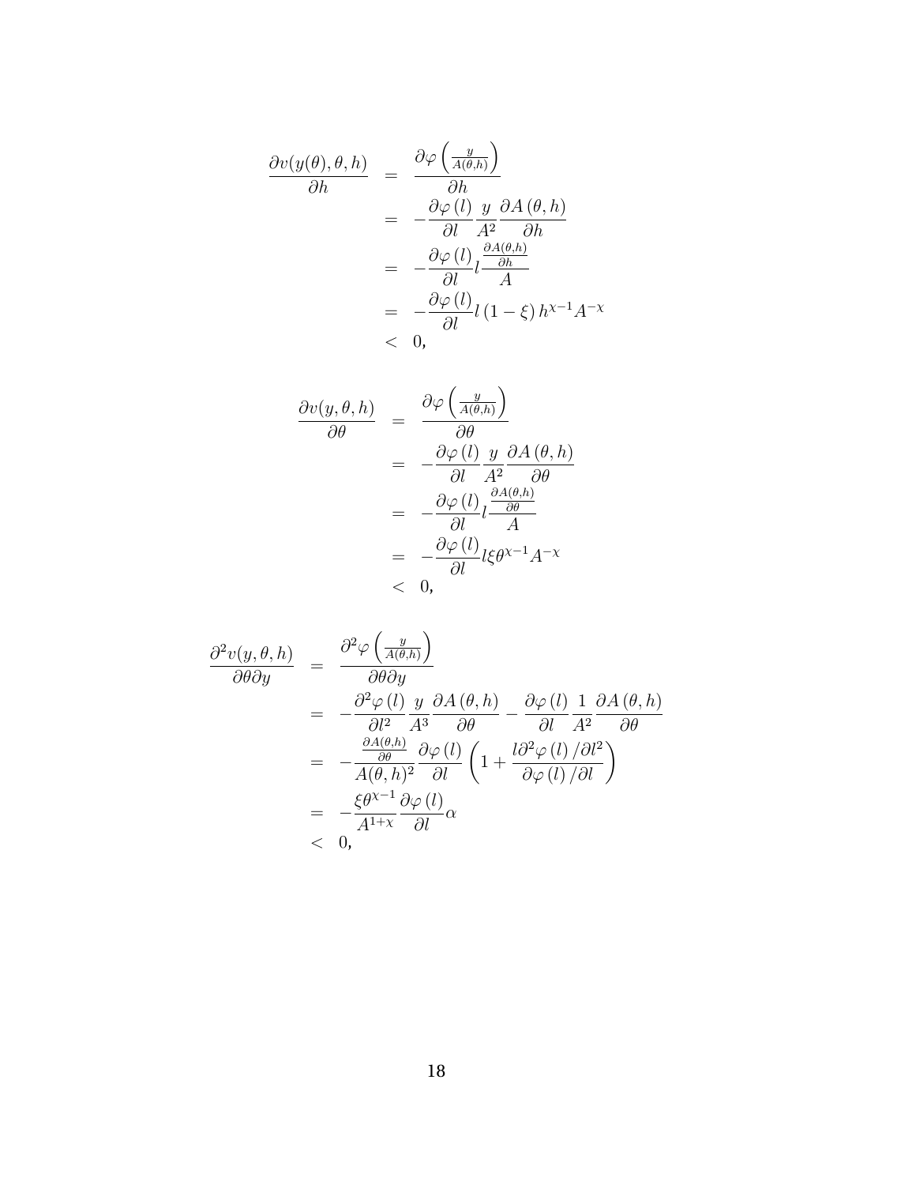$$
\begin{aligned}
\frac{\partial v(y(\theta),\theta,h)}{\partial h} &= \frac{\partial \varphi\left(\frac{y}{A(\theta,h)}\right)}{\partial h} \\
&= -\frac{\partial \varphi\left(l\right)}{\partial l}\frac{y}{A^2}\frac{\partial A\left(\theta,h\right)}{\partial h} \\
&= -\frac{\partial \varphi\left(l\right)}{\partial l}l\frac{\frac{\partial A(\theta,h)}{\partial h}}{A} \\
&= -\frac{\partial \varphi\left(l\right)}{\partial l}l\left(1-\xi\right)h^{\chi-1}A^{-\chi} \\
&< 0,
\end{aligned}
$$

$$
\begin{aligned}
\frac{\partial v(y,\theta,h)}{\partial \theta} &= \frac{\partial \varphi\left(\frac{y}{A(\theta,h)}\right)}{\partial \theta} \\
&= -\frac{\partial \varphi\left(l\right)}{\partial l}\frac{y}{A^2}\frac{\partial A\left(\theta,h\right)}{\partial \theta} \\
&= -\frac{\partial \varphi\left(l\right)}{\partial l}l\frac{\frac{\partial A(\theta,h)}{\partial \theta}}{A} \\
&= -\frac{\partial \varphi\left(l\right)}{\partial l}l\xi\theta^{\chi-1}A^{-\chi} \\
&< 0,
\end{aligned}
$$

$$
\begin{aligned}
\frac{\partial^2 v(y,\theta,h)}{\partial \theta \partial y} &= \frac{\partial^2 \varphi\left(\frac{y}{A(\theta,h)}\right)}{\partial \theta \partial y} \\
&= -\frac{\partial^2 \varphi\left(l\right)}{\partial l^2}\frac{y}{A^3}\frac{\partial A\left(\theta,h\right)}{\partial \theta} - \frac{\partial \varphi\left(l\right)}{\partial l}\frac{1}{A^2}\frac{\partial A\left(\theta,h\right)}{\partial \theta} \\
&= -\frac{\frac{\partial A(\theta,h)}{\partial \theta}}{A(\theta,h)^2}\frac{\partial \varphi\left(l\right)}{\partial l}\left(1+\frac{l\partial^2 \varphi\left(l\right)/\partial l^2}{\partial \varphi\left(l\right)/\partial l}\right) \\
&= -\frac{\xi\theta^{\chi-1}}{A^{1+\chi}}\frac{\partial \varphi\left(l\right)}{\partial l}\alpha \\
&< 0,
\end{aligned}
$$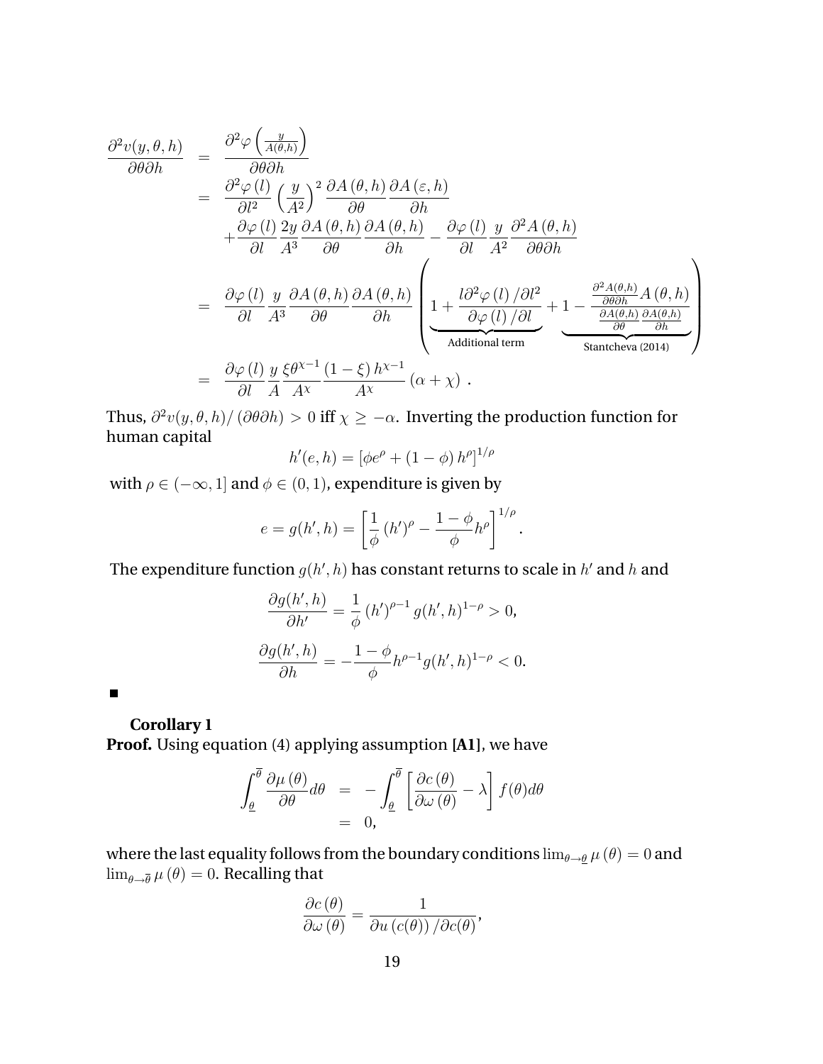$$
\begin{aligned}
\frac{\partial^2 v(y,\theta,h)}{\partial\theta\partial h} &= \frac{\partial^2 \varphi\left(\frac{y}{A(\theta,h)}\right)}{\partial\theta\partial h} \\
&= \frac{\partial^2\varphi(l)}{\partial l^2}\left(\frac{y}{A^2}\right)^2 \frac{\partial A(\theta,h)}{\partial\theta}\frac{\partial A(\varepsilon,h)}{\partial h} \\
&\quad + \frac{\partial\varphi(l)}{\partial l}\frac{2y}{A^3}\frac{\partial A(\theta,h)}{\partial\theta}\frac{\partial A(\theta,h)}{\partial h} - \frac{\partial\varphi(l)}{\partial l}\frac{y}{A^2}\frac{\partial^2 A(\theta,h)}{\partial\theta\partial h} \\
&= \frac{\partial\varphi(l)}{\partial l}\frac{y}{A^3}\frac{\partial A(\theta,h)}{\partial\theta}\frac{\partial A(\theta,h)}{\partial h}\left(\underbrace{1+\frac{l\partial^2\varphi(l)/\partial l^2}{\partial\varphi(l)/\partial l}}_{\text{Additional term}} + \underbrace{1-\frac{\frac{\partial^2 A(\theta,h)}{\partial\theta\partial h}A(\theta,h)}{\frac{\partial A(\theta,h)}{\partial\theta}\frac{\partial A(\theta,h)}{\partial h}}}_{\text{Stantcheva (2014)}}\right) \\
&= \frac{\partial\varphi(l)}{\partial l}\frac{y}{A}\frac{\xi\theta^{\chi-1}}{A^\chi}\frac{(1-\xi)h^{\chi-1}}{A^\chi}(\alpha+\chi)\ .
\end{aligned}
$$

Thus, $\partial^2 v(y,\theta,h)/(\partial\theta\partial h) > 0$ iff $\chi \geq -\alpha$. Inverting the production function for human capital

$$
h'(e,h) = \left[\phi e^\rho + (1-\phi)h^\rho\right]^{1/\rho}
$$

with $\rho \in (-\infty, 1]$ and $\phi \in (0,1)$, expenditure is given by

$$
e = g(h',h) = \left[\frac{1}{\phi}(h')^\rho - \frac{1-\phi}{\phi}h^\rho\right]^{1/\rho}.
$$

The expenditure function $g(h',h)$ has constant returns to scale in $h'$ and $h$ and

$$
\frac{\partial g(h',h)}{\partial h'} = \frac{1}{\phi}(h')^{\rho-1} g(h',h)^{1-\rho} > 0,
$$

$$
\frac{\partial g(h',h)}{\partial h} = -\frac{1-\phi}{\phi}h^{\rho-1}g(h',h)^{1-\rho} < 0.
$$

■

**Corollary 1**

**Proof.** Using equation (4) applying assumption **[A1]**, we have

$$
\begin{aligned}
\int_{\underline{\theta}}^{\overline{\theta}} \frac{\partial\mu(\theta)}{\partial\theta}d\theta &= -\int_{\underline{\theta}}^{\overline{\theta}}\left[\frac{\partial c(\theta)}{\partial\omega(\theta)} - \lambda\right]f(\theta)d\theta \\
&= 0,
\end{aligned}
$$

where the last equality follows from the boundary conditions $\lim_{\theta\to\underline{\theta}}\mu(\theta) = 0$ and $\lim_{\theta\to\overline{\theta}}\mu(\theta) = 0$. Recalling that

$$
\frac{\partial c(\theta)}{\partial\omega(\theta)} = \frac{1}{\partial u(c(\theta))/\partial c(\theta)},
$$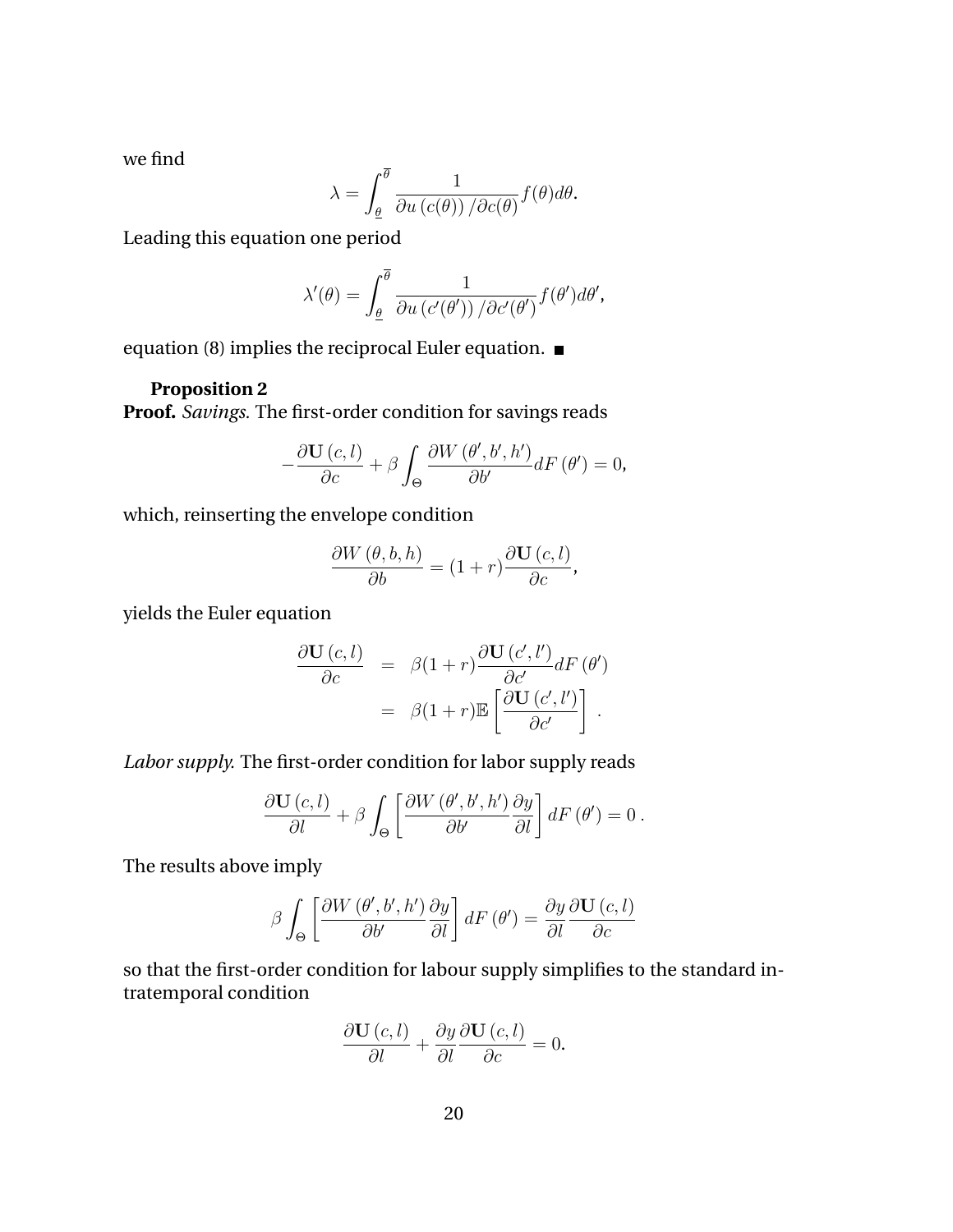we find

$$\lambda = \int_{\underline{\theta}}^{\overline{\theta}} \frac{1}{\partial u\left(c(\theta)\right)/\partial c(\theta)} f(\theta) d\theta.$$

Leading this equation one period

$$\lambda'(\theta) = \int_{\underline{\theta}}^{\overline{\theta}} \frac{1}{\partial u\left(c'(\theta')\right)/\partial c'(\theta')} f(\theta') d\theta',$$

equation (8) implies the reciprocal Euler equation. ■

**Proposition 2**

**Proof.** *Savings.* The first-order condition for savings reads

$$-\frac{\partial \mathbf{U}\left(c,l\right)}{\partial c} + \beta \int_{\Theta} \frac{\partial W\left(\theta',b',h'\right)}{\partial b'} dF\left(\theta'\right) = 0,$$

which, reinserting the envelope condition

$$\frac{\partial W\left(\theta,b,h\right)}{\partial b} = (1+r)\frac{\partial \mathbf{U}\left(c,l\right)}{\partial c},$$

yields the Euler equation

$$\begin{aligned}
\frac{\partial \mathbf{U}\left(c,l\right)}{\partial c} &= \beta(1+r)\frac{\partial \mathbf{U}\left(c',l'\right)}{\partial c'} dF\left(\theta'\right) \\
&= \beta(1+r)\mathbb{E}\left[\frac{\partial \mathbf{U}\left(c',l'\right)}{\partial c'}\right].
\end{aligned}$$

*Labor supply.* The first-order condition for labor supply reads

$$\frac{\partial \mathbf{U}\left(c,l\right)}{\partial l} + \beta \int_{\Theta} \left[\frac{\partial W\left(\theta',b',h'\right)}{\partial b'} \frac{\partial y}{\partial l}\right] dF\left(\theta'\right) = 0\,.$$

The results above imply

$$\beta \int_{\Theta} \left[\frac{\partial W\left(\theta',b',h'\right)}{\partial b'} \frac{\partial y}{\partial l}\right] dF\left(\theta'\right) = \frac{\partial y}{\partial l}\frac{\partial \mathbf{U}\left(c,l\right)}{\partial c}$$

so that the first-order condition for labour supply simplifies to the standard intratemporal condition

$$\frac{\partial \mathbf{U}\left(c,l\right)}{\partial l} + \frac{\partial y}{\partial l}\frac{\partial \mathbf{U}\left(c,l\right)}{\partial c} = 0.$$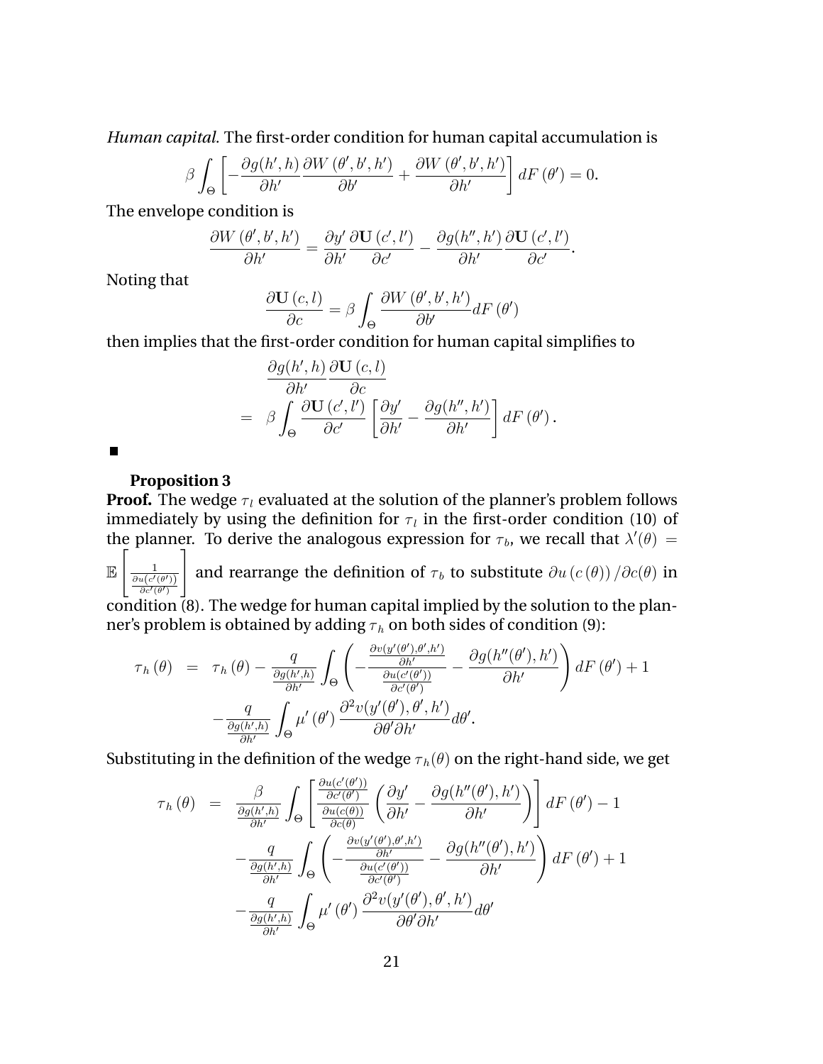*Human capital.* The first-order condition for human capital accumulation is

$$\beta \int_{\Theta} \left[ -\frac{\partial g(h',h)}{\partial h'} \frac{\partial W(\theta',b',h')}{\partial b'} + \frac{\partial W(\theta',b',h')}{\partial h'} \right] dF(\theta') = 0.$$

The envelope condition is

$$\frac{\partial W(\theta',b',h')}{\partial h'} = \frac{\partial y'}{\partial h'} \frac{\partial \mathbf{U}(c',l')}{\partial c'} - \frac{\partial g(h'',h')}{\partial h'} \frac{\partial \mathbf{U}(c',l')}{\partial c'}.$$

Noting that

$$\frac{\partial \mathbf{U}(c,l)}{\partial c} = \beta \int_{\Theta} \frac{\partial W(\theta',b',h')}{\partial b'} dF(\theta')$$

then implies that the first-order condition for human capital simplifies to

$$\begin{aligned} & \frac{\partial g(h',h)}{\partial h'} \frac{\partial \mathbf{U}(c,l)}{\partial c} \\ = \; & \beta \int_{\Theta} \frac{\partial \mathbf{U}(c',l')}{\partial c'} \left[ \frac{\partial y'}{\partial h'} - \frac{\partial g(h'',h')}{\partial h'} \right] dF(\theta'). \end{aligned}$$

■

**Proposition 3**

**Proof.** The wedge $\tau_l$ evaluated at the solution of the planner's problem follows immediately by using the definition for $\tau_l$ in the first-order condition (10) of the planner. To derive the analogous expression for $\tau_b$, we recall that $\lambda'(\theta) = \mathbb{E}\left[\frac{1}{\frac{\partial u(c'(\theta'))}{\partial c'(\theta')}}\right]$ and rearrange the definition of $\tau_b$ to substitute $\partial u(c(\theta))/\partial c(\theta)$ in condition (8). The wedge for human capital implied by the solution to the planner's problem is obtained by adding $\tau_h$ on both sides of condition (9):

$$\begin{aligned} \tau_h(\theta) \;=\; & \tau_h(\theta) - \frac{q}{\frac{\partial g(h',h)}{\partial h'}} \int_{\Theta} \left( -\frac{\frac{\partial v(y'(\theta'),\theta',h')}{\partial h'}}{\frac{\partial u(c'(\theta'))}{\partial c'(\theta')}} - \frac{\partial g(h''(\theta'),h')}{\partial h'} \right) dF(\theta') + 1 \\ & - \frac{q}{\frac{\partial g(h',h)}{\partial h'}} \int_{\Theta} \mu'(\theta') \frac{\partial^2 v(y'(\theta'),\theta',h')}{\partial \theta' \partial h'} d\theta'. \end{aligned}$$

Substituting in the definition of the wedge $\tau_h(\theta)$ on the right-hand side, we get

$$\begin{aligned} \tau_h(\theta) \;=\; & \frac{\beta}{\frac{\partial g(h',h)}{\partial h'}} \int_{\Theta} \left[ \frac{\frac{\partial u(c'(\theta'))}{\partial c'(\theta')}}{\frac{\partial u(c(\theta))}{\partial c(\theta)}} \left( \frac{\partial y'}{\partial h'} - \frac{\partial g(h''(\theta'),h')}{\partial h'} \right) \right] dF(\theta') - 1 \\ & - \frac{q}{\frac{\partial g(h',h)}{\partial h'}} \int_{\Theta} \left( -\frac{\frac{\partial v(y'(\theta'),\theta',h')}{\partial h'}}{\frac{\partial u(c'(\theta'))}{\partial c'(\theta')}} - \frac{\partial g(h''(\theta'),h')}{\partial h'} \right) dF(\theta') + 1 \\ & - \frac{q}{\frac{\partial g(h',h)}{\partial h'}} \int_{\Theta} \mu'(\theta') \frac{\partial^2 v(y'(\theta'),\theta',h')}{\partial \theta' \partial h'} d\theta' \end{aligned}$$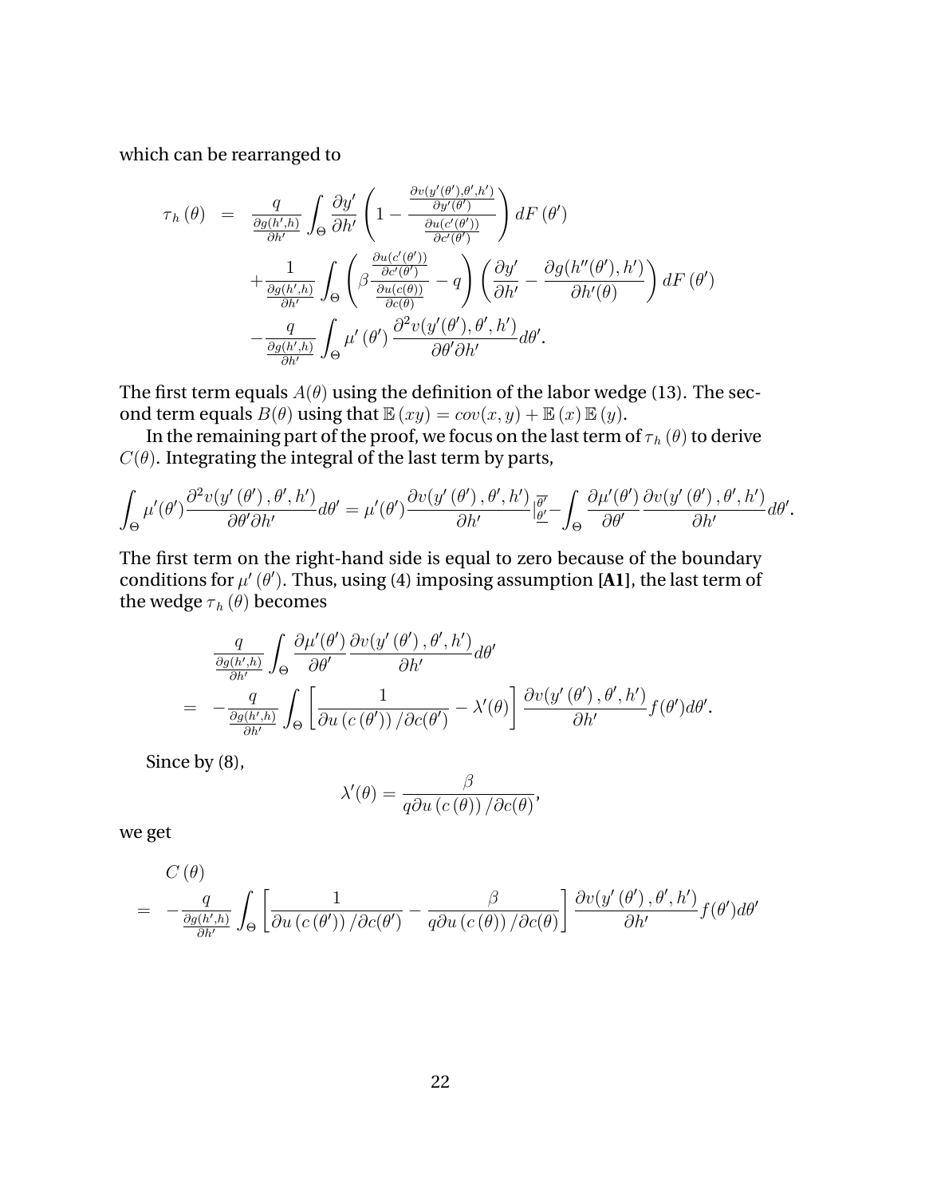which can be rearranged to

$$
\begin{aligned}
\tau_h(\theta) &= \frac{q}{\frac{\partial g(h',h)}{\partial h'}} \int_\Theta \frac{\partial y'}{\partial h'} \left( 1 - \frac{\frac{\partial v(y'(\theta'),\theta',h')}{\partial y'(\theta')}}{\frac{\partial u(c'(\theta'))}{\partial c'(\theta')}} \right) dF(\theta') \\
&\quad + \frac{1}{\frac{\partial g(h',h)}{\partial h'}} \int_\Theta \left( \beta \frac{\frac{\partial u(c'(\theta'))}{\partial c'(\theta')}}{\frac{\partial u(c(\theta))}{\partial c(\theta)}} - q \right) \left( \frac{\partial y'}{\partial h'} - \frac{\partial g(h''(\theta'),h')}{\partial h'(\theta)} \right) dF(\theta') \\
&\quad - \frac{q}{\frac{\partial g(h',h)}{\partial h'}} \int_\Theta \mu'(\theta') \frac{\partial^2 v(y'(\theta'),\theta',h')}{\partial \theta' \partial h'} d\theta'.
\end{aligned}
$$

The first term equals $A(\theta)$ using the definition of the labor wedge (13). The second term equals $B(\theta)$ using that $\mathbb{E}(xy) = cov(x,y) + \mathbb{E}(x)\mathbb{E}(y)$.

In the remaining part of the proof, we focus on the last term of $\tau_h(\theta)$ to derive $C(\theta)$. Integrating the integral of the last term by parts,

$$
\int_\Theta \mu'(\theta') \frac{\partial^2 v(y'(\theta'),\theta',h')}{\partial \theta' \partial h'} d\theta' = \mu'(\theta') \frac{\partial v(y'(\theta'),\theta',h')}{\partial h'} \Big|_{\underline{\theta}'}^{\overline{\theta}'} - \int_\Theta \frac{\partial \mu'(\theta')}{\partial \theta'} \frac{\partial v(y'(\theta'),\theta',h')}{\partial h'} d\theta'.
$$

The first term on the right-hand side is equal to zero because of the boundary conditions for $\mu'(\theta')$. Thus, using (4) imposing assumption **[A1]**, the last term of the wedge $\tau_h(\theta)$ becomes

$$
\begin{aligned}
& \frac{q}{\frac{\partial g(h',h)}{\partial h'}} \int_\Theta \frac{\partial \mu'(\theta')}{\partial \theta'} \frac{\partial v(y'(\theta'),\theta',h')}{\partial h'} d\theta' \\
= & -\frac{q}{\frac{\partial g(h',h)}{\partial h'}} \int_\Theta \left[ \frac{1}{\partial u(c(\theta'))/\partial c(\theta')} - \lambda'(\theta) \right] \frac{\partial v(y'(\theta'),\theta',h')}{\partial h'} f(\theta') d\theta'.
\end{aligned}
$$

Since by (8),

$$
\lambda'(\theta) = \frac{\beta}{q \partial u(c(\theta))/\partial c(\theta)},
$$

we get

$$
\begin{aligned}
& C(\theta) \\
= & -\frac{q}{\frac{\partial g(h',h)}{\partial h'}} \int_\Theta \left[ \frac{1}{\partial u(c(\theta'))/\partial c(\theta')} - \frac{\beta}{q \partial u(c(\theta))/\partial c(\theta)} \right] \frac{\partial v(y'(\theta'),\theta',h')}{\partial h'} f(\theta') d\theta'
\end{aligned}
$$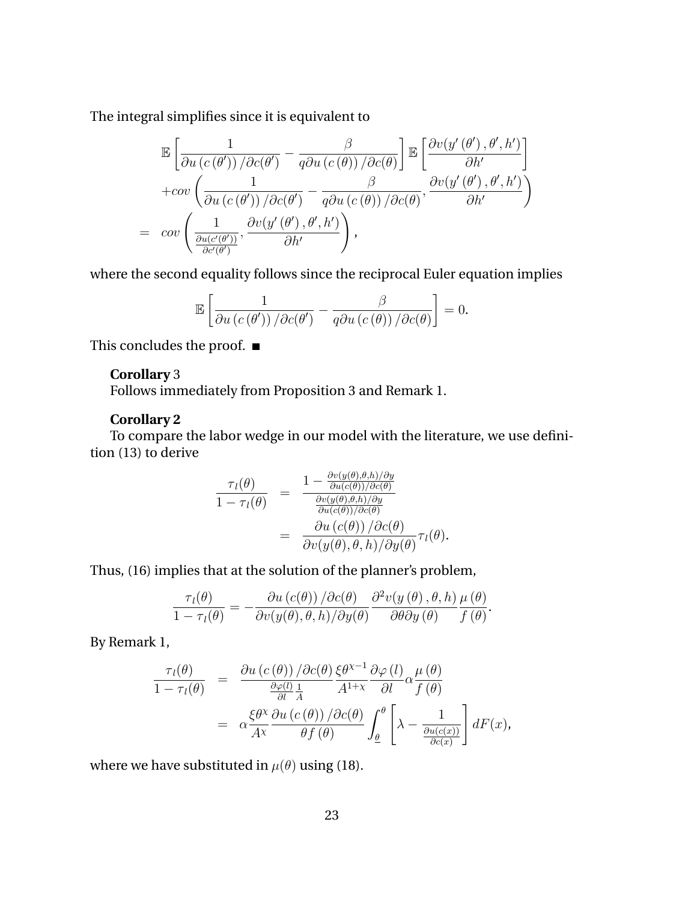The integral simplifies since it is equivalent to

$$
\begin{aligned}
& \mathbb{E}\left[\frac{1}{\partial u\left(c\left(\theta'\right)\right)/\partial c(\theta')}-\frac{\beta}{q\partial u\left(c\left(\theta\right)\right)/\partial c(\theta)}\right]\mathbb{E}\left[\frac{\partial v(y'\left(\theta'\right),\theta',h')}{\partial h'}\right] \\
& +cov\left(\frac{1}{\partial u\left(c\left(\theta'\right)\right)/\partial c(\theta')}-\frac{\beta}{q\partial u\left(c\left(\theta\right)\right)/\partial c(\theta)},\frac{\partial v(y'\left(\theta'\right),\theta',h')}{\partial h'}\right) \\
= \;& cov\left(\frac{1}{\frac{\partial u(c'(\theta'))}{\partial c'(\theta')}},\frac{\partial v(y'\left(\theta'\right),\theta',h')}{\partial h'}\right),
\end{aligned}
$$

where the second equality follows since the reciprocal Euler equation implies

$$
\mathbb{E}\left[\frac{1}{\partial u\left(c\left(\theta'\right)\right)/\partial c(\theta')}-\frac{\beta}{q\partial u\left(c\left(\theta\right)\right)/\partial c(\theta)}\right]=0.
$$

This concludes the proof. ■

**Corollary** 3

Follows immediately from Proposition 3 and Remark 1.

**Corollary 2**

To compare the labor wedge in our model with the literature, we use definition (13) to derive

$$
\begin{aligned}
\frac{\tau_l(\theta)}{1-\tau_l(\theta)} &= \frac{1-\frac{\partial v(y(\theta),\theta,h)/\partial y}{\partial u(c(\theta))/\partial c(\theta)}}{\frac{\partial v(y(\theta),\theta,h)/\partial y}{\partial u(c(\theta))/\partial c(\theta)}} \\
&= \frac{\partial u\left(c(\theta)\right)/\partial c(\theta)}{\partial v(y(\theta),\theta,h)/\partial y(\theta)}\tau_l(\theta).
\end{aligned}
$$

Thus, (16) implies that at the solution of the planner's problem,

$$
\frac{\tau_l(\theta)}{1-\tau_l(\theta)}=-\frac{\partial u\left(c(\theta)\right)/\partial c(\theta)}{\partial v(y(\theta),\theta,h)/\partial y(\theta)}\frac{\partial^2 v(y\left(\theta\right),\theta,h)}{\partial\theta\partial y\left(\theta\right)}\frac{\mu\left(\theta\right)}{f\left(\theta\right)}.
$$

By Remark 1,

$$
\begin{aligned}
\frac{\tau_l(\theta)}{1-\tau_l(\theta)} &= \frac{\partial u\left(c\left(\theta\right)\right)/\partial c(\theta)}{\frac{\partial\varphi(l)}{\partial l}\frac{1}{A}}\frac{\xi\theta^{\chi-1}}{A^{1+\chi}}\frac{\partial\varphi\left(l\right)}{\partial l}\alpha\frac{\mu\left(\theta\right)}{f\left(\theta\right)} \\
&= \alpha\frac{\xi\theta^{\chi}}{A^{\chi}}\frac{\partial u\left(c\left(\theta\right)\right)/\partial c(\theta)}{\theta f\left(\theta\right)}\int_{\underline{\theta}}^{\theta}\left[\lambda-\frac{1}{\frac{\partial u(c(x))}{\partial c(x)}}\right]dF(x),
\end{aligned}
$$

where we have substituted in $\mu(\theta)$ using (18).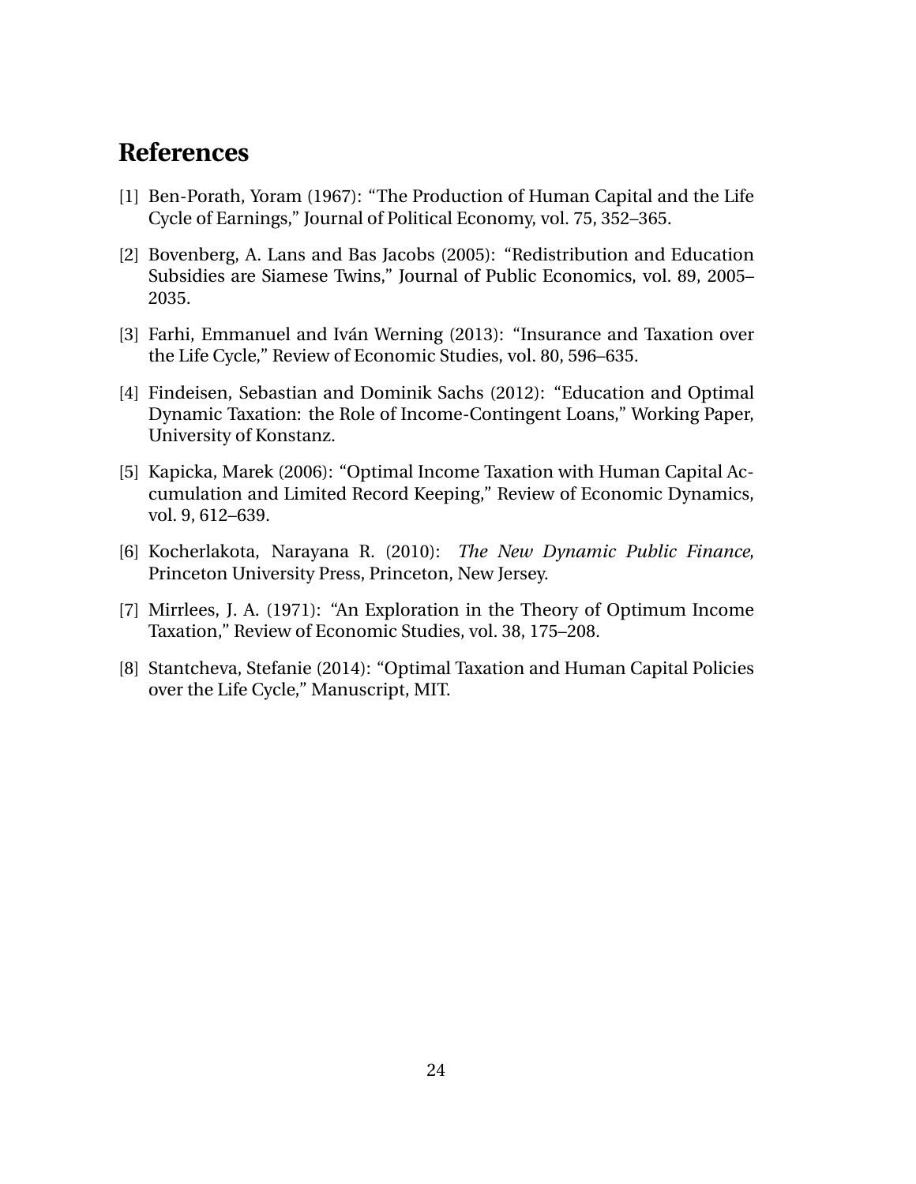# References

[1] Ben-Porath, Yoram (1967): "The Production of Human Capital and the Life Cycle of Earnings," Journal of Political Economy, vol. 75, 352–365.

[2] Bovenberg, A. Lans and Bas Jacobs (2005): "Redistribution and Education Subsidies are Siamese Twins," Journal of Public Economics, vol. 89, 2005–2035.

[3] Farhi, Emmanuel and Iván Werning (2013): "Insurance and Taxation over the Life Cycle," Review of Economic Studies, vol. 80, 596–635.

[4] Findeisen, Sebastian and Dominik Sachs (2012): "Education and Optimal Dynamic Taxation: the Role of Income-Contingent Loans," Working Paper, University of Konstanz.

[5] Kapicka, Marek (2006): "Optimal Income Taxation with Human Capital Accumulation and Limited Record Keeping," Review of Economic Dynamics, vol. 9, 612–639.

[6] Kocherlakota, Narayana R. (2010): *The New Dynamic Public Finance*, Princeton University Press, Princeton, New Jersey.

[7] Mirrlees, J. A. (1971): "An Exploration in the Theory of Optimum Income Taxation," Review of Economic Studies, vol. 38, 175–208.

[8] Stantcheva, Stefanie (2014): "Optimal Taxation and Human Capital Policies over the Life Cycle," Manuscript, MIT.